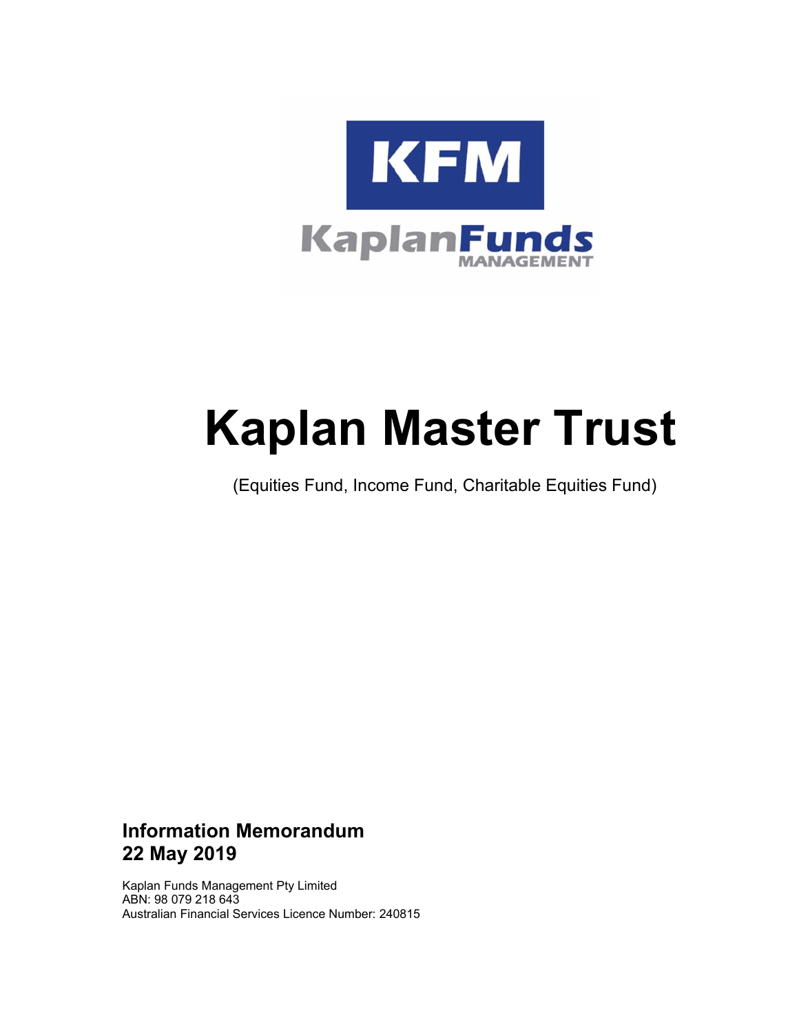KFM

KaplanFunds
MANAGEMENT

# Kaplan Master Trust

(Equities Fund, Income Fund, Charitable Equities Fund)

**Information Memorandum**
**22 May 2019**

Kaplan Funds Management Pty Limited
ABN: 98 079 218 643
Australian Financial Services Licence Number: 240815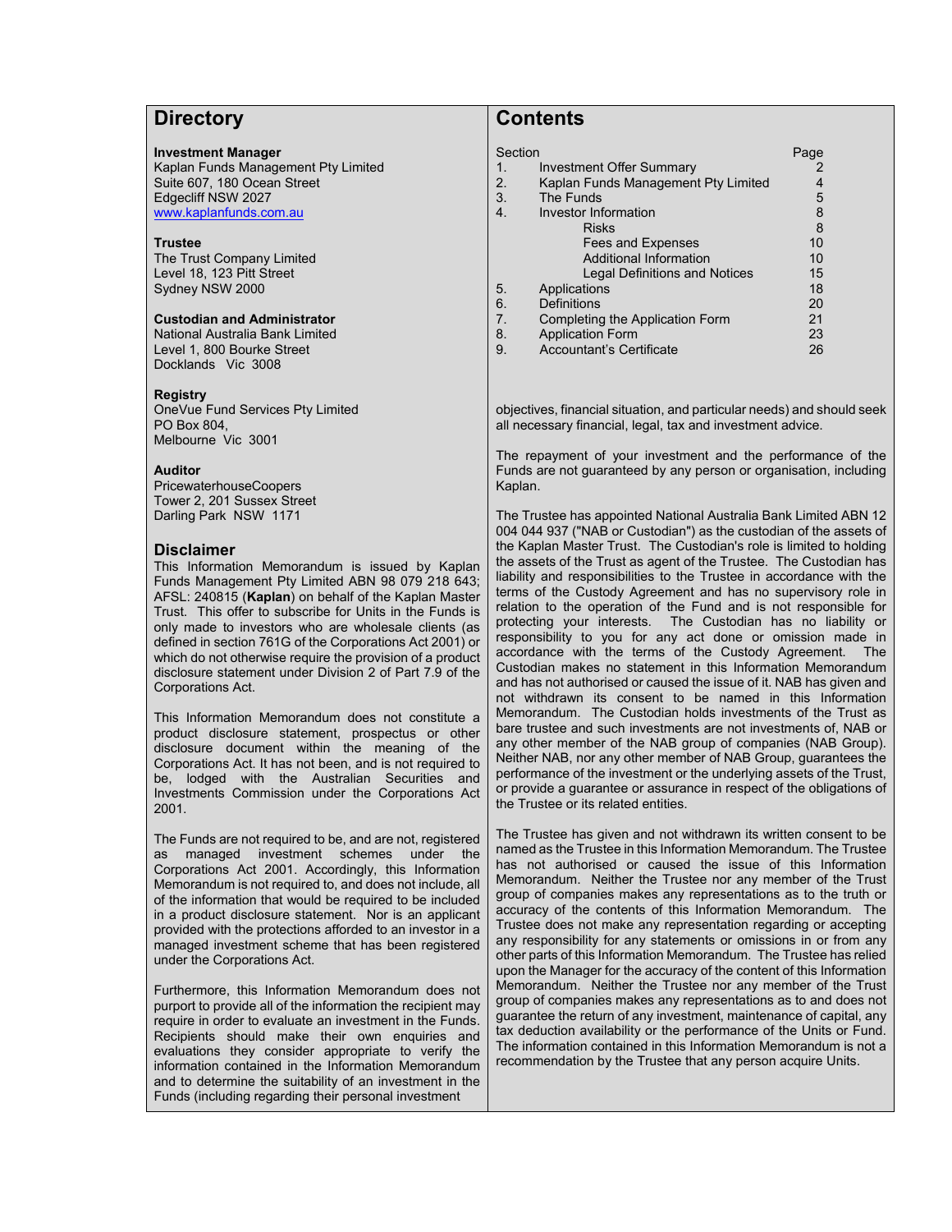# Directory

**Investment Manager**
Kaplan Funds Management Pty Limited
Suite 607, 180 Ocean Street
Edgecliff NSW 2027
www.kaplanfunds.com.au

**Trustee**
The Trust Company Limited
Level 18, 123 Pitt Street
Sydney NSW 2000

**Custodian and Administrator**
National Australia Bank Limited
Level 1, 800 Bourke Street
Docklands Vic 3008

**Registry**
OneVue Fund Services Pty Limited
PO Box 804,
Melbourne Vic 3001

**Auditor**
PricewaterhouseCoopers
Tower 2, 201 Sussex Street
Darling Park NSW 1171

# Contents

| Section | | Page |
|---|---|---|
| 1. | Investment Offer Summary | 2 |
| 2. | Kaplan Funds Management Pty Limited | 4 |
| 3. | The Funds | 5 |
| 4. | Investor Information | 8 |
| | Risks | 8 |
| | Fees and Expenses | 10 |
| | Additional Information | 10 |
| | Legal Definitions and Notices | 15 |
| 5. | Applications | 18 |
| 6. | Definitions | 20 |
| 7. | Completing the Application Form | 21 |
| 8. | Application Form | 23 |
| 9. | Accountant's Certificate | 26 |

## Disclaimer

This Information Memorandum is issued by Kaplan Funds Management Pty Limited ABN 98 079 218 643; AFSL: 240815 (**Kaplan**) on behalf of the Kaplan Master Trust. This offer to subscribe for Units in the Funds is only made to investors who are wholesale clients (as defined in section 761G of the Corporations Act 2001) or which do not otherwise require the provision of a product disclosure statement under Division 2 of Part 7.9 of the Corporations Act.

This Information Memorandum does not constitute a product disclosure statement, prospectus or other disclosure document within the meaning of the Corporations Act. It has not been, and is not required to be, lodged with the Australian Securities and Investments Commission under the Corporations Act 2001.

The Funds are not required to be, and are not, registered as managed investment schemes under the Corporations Act 2001. Accordingly, this Information Memorandum is not required to, and does not include, all of the information that would be required to be included in a product disclosure statement. Nor is an applicant provided with the protections afforded to an investor in a managed investment scheme that has been registered under the Corporations Act.

Furthermore, this Information Memorandum does not purport to provide all of the information the recipient may require in order to evaluate an investment in the Funds. Recipients should make their own enquiries and evaluations they consider appropriate to verify the information contained in the Information Memorandum and to determine the suitability of an investment in the Funds (including regarding their personal investment objectives, financial situation, and particular needs) and should seek all necessary financial, legal, tax and investment advice.

The repayment of your investment and the performance of the Funds are not guaranteed by any person or organisation, including Kaplan.

The Trustee has appointed National Australia Bank Limited ABN 12 004 044 937 ("NAB or Custodian") as the custodian of the assets of the Kaplan Master Trust. The Custodian's role is limited to holding the assets of the Trust as agent of the Trustee. The Custodian has liability and responsibilities to the Trustee in accordance with the terms of the Custody Agreement and has no supervisory role in relation to the operation of the Fund and is not responsible for protecting your interests. The Custodian has no liability or responsibility to you for any act done or omission made in accordance with the terms of the Custody Agreement. The Custodian makes no statement in this Information Memorandum and has not authorised or caused the issue of it. NAB has given and not withdrawn its consent to be named in this Information Memorandum. The Custodian holds investments of the Trust as bare trustee and such investments are not investments of, NAB or any other member of the NAB group of companies (NAB Group). Neither NAB, nor any other member of NAB Group, guarantees the performance of the investment or the underlying assets of the Trust, or provide a guarantee or assurance in respect of the obligations of the Trustee or its related entities.

The Trustee has given and not withdrawn its written consent to be named as the Trustee in this Information Memorandum. The Trustee has not authorised or caused the issue of this Information Memorandum. Neither the Trustee nor any member of the Trust group of companies makes any representations as to the truth or accuracy of the contents of this Information Memorandum. The Trustee does not make any representation regarding or accepting any responsibility for any statements or omissions in or from any other parts of this Information Memorandum. The Trustee has relied upon the Manager for the accuracy of the content of this Information Memorandum. Neither the Trustee nor any member of the Trust group of companies makes any representations as to and does not guarantee the return of any investment, maintenance of capital, any tax deduction availability or the performance of the Units or Fund. The information contained in this Information Memorandum is not a recommendation by the Trustee that any person acquire Units.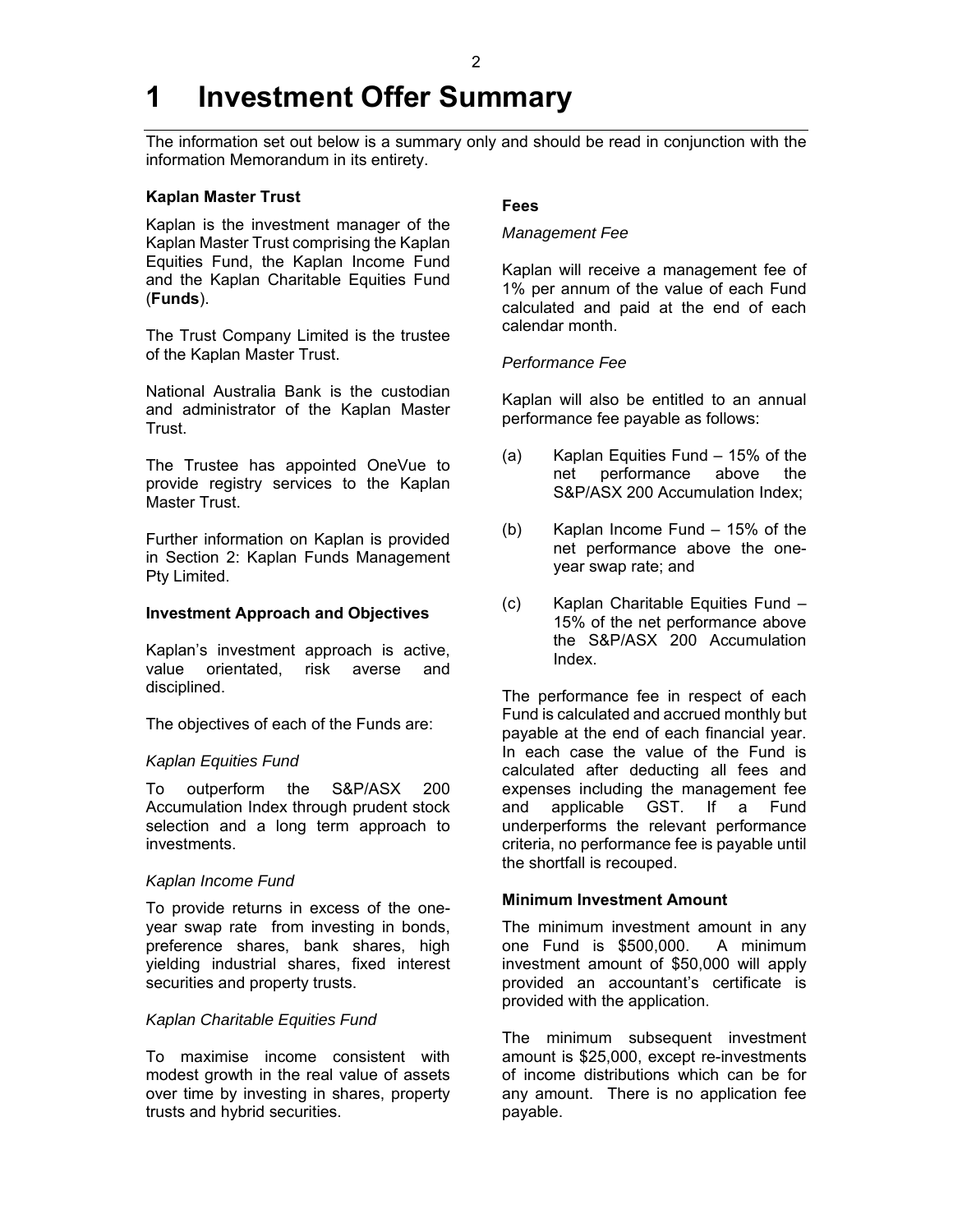# 1 Investment Offer Summary

The information set out below is a summary only and should be read in conjunction with the information Memorandum in its entirety.

**Kaplan Master Trust**

Kaplan is the investment manager of the Kaplan Master Trust comprising the Kaplan Equities Fund, the Kaplan Income Fund and the Kaplan Charitable Equities Fund (**Funds**).

The Trust Company Limited is the trustee of the Kaplan Master Trust.

National Australia Bank is the custodian and administrator of the Kaplan Master Trust.

The Trustee has appointed OneVue to provide registry services to the Kaplan Master Trust.

Further information on Kaplan is provided in Section 2: Kaplan Funds Management Pty Limited.

**Investment Approach and Objectives**

Kaplan's investment approach is active, value orientated, risk averse and disciplined.

The objectives of each of the Funds are:

*Kaplan Equities Fund*

To outperform the S&P/ASX 200 Accumulation Index through prudent stock selection and a long term approach to investments.

*Kaplan Income Fund*

To provide returns in excess of the one-year swap rate from investing in bonds, preference shares, bank shares, high yielding industrial shares, fixed interest securities and property trusts.

*Kaplan Charitable Equities Fund*

To maximise income consistent with modest growth in the real value of assets over time by investing in shares, property trusts and hybrid securities.

**Fees**

*Management Fee*

Kaplan will receive a management fee of 1% per annum of the value of each Fund calculated and paid at the end of each calendar month.

*Performance Fee*

Kaplan will also be entitled to an annual performance fee payable as follows:

(a) Kaplan Equities Fund – 15% of the net performance above the S&P/ASX 200 Accumulation Index;

(b) Kaplan Income Fund – 15% of the net performance above the one-year swap rate; and

(c) Kaplan Charitable Equities Fund – 15% of the net performance above the S&P/ASX 200 Accumulation Index.

The performance fee in respect of each Fund is calculated and accrued monthly but payable at the end of each financial year. In each case the value of the Fund is calculated after deducting all fees and expenses including the management fee and applicable GST. If a Fund underperforms the relevant performance criteria, no performance fee is payable until the shortfall is recouped.

**Minimum Investment Amount**

The minimum investment amount in any one Fund is $500,000. A minimum investment amount of $50,000 will apply provided an accountant's certificate is provided with the application.

The minimum subsequent investment amount is $25,000, except re-investments of income distributions which can be for any amount. There is no application fee payable.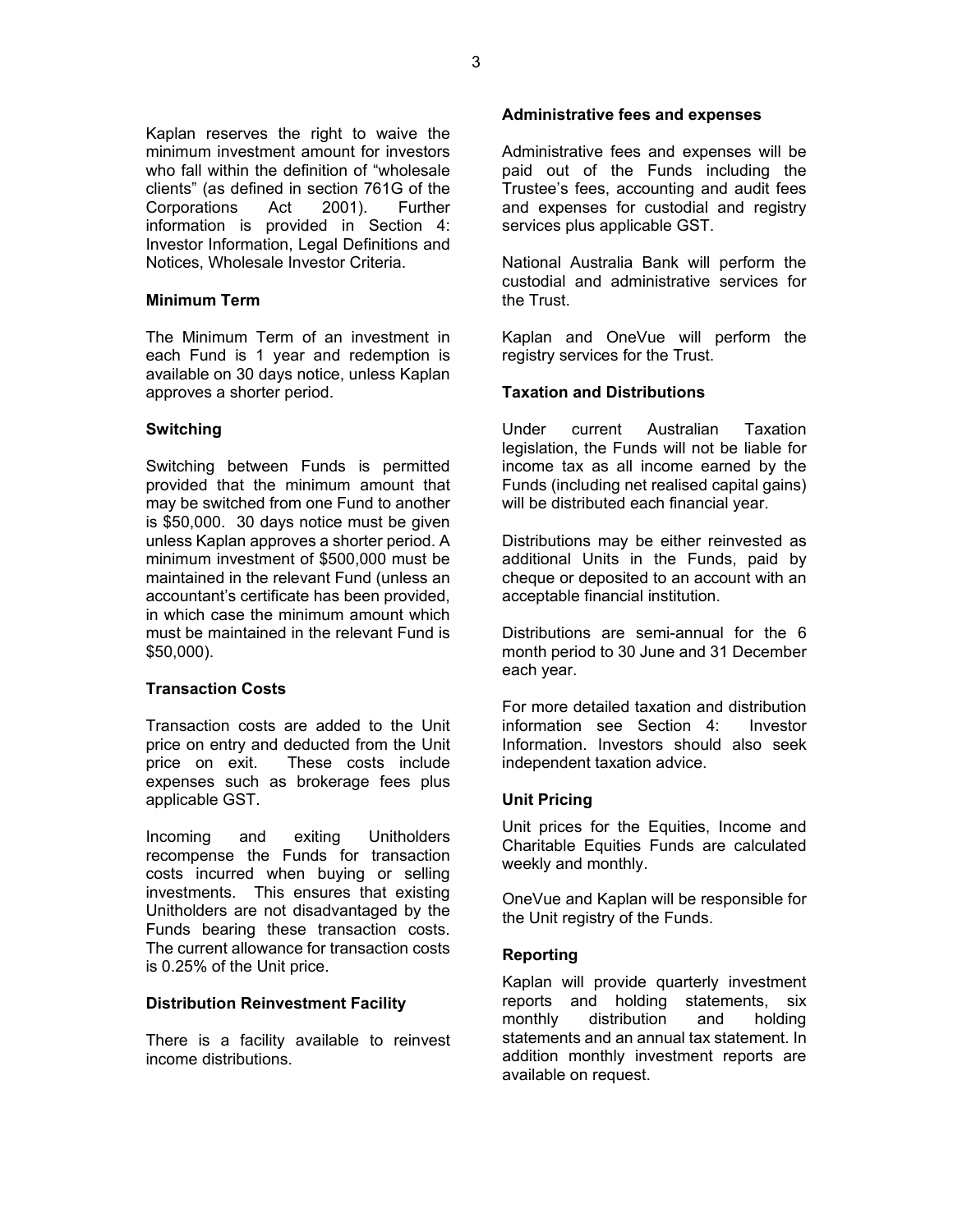Kaplan reserves the right to waive the minimum investment amount for investors who fall within the definition of "wholesale clients" (as defined in section 761G of the Corporations Act 2001). Further information is provided in Section 4: Investor Information, Legal Definitions and Notices, Wholesale Investor Criteria.

**Minimum Term**

The Minimum Term of an investment in each Fund is 1 year and redemption is available on 30 days notice, unless Kaplan approves a shorter period.

**Switching**

Switching between Funds is permitted provided that the minimum amount that may be switched from one Fund to another is $50,000. 30 days notice must be given unless Kaplan approves a shorter period. A minimum investment of $500,000 must be maintained in the relevant Fund (unless an accountant's certificate has been provided, in which case the minimum amount which must be maintained in the relevant Fund is $50,000).

**Transaction Costs**

Transaction costs are added to the Unit price on entry and deducted from the Unit price on exit. These costs include expenses such as brokerage fees plus applicable GST.

Incoming and exiting Unitholders recompense the Funds for transaction costs incurred when buying or selling investments. This ensures that existing Unitholders are not disadvantaged by the Funds bearing these transaction costs. The current allowance for transaction costs is 0.25% of the Unit price.

**Distribution Reinvestment Facility**

There is a facility available to reinvest income distributions.

**Administrative fees and expenses**

Administrative fees and expenses will be paid out of the Funds including the Trustee's fees, accounting and audit fees and expenses for custodial and registry services plus applicable GST.

National Australia Bank will perform the custodial and administrative services for the Trust.

Kaplan and OneVue will perform the registry services for the Trust.

**Taxation and Distributions**

Under current Australian Taxation legislation, the Funds will not be liable for income tax as all income earned by the Funds (including net realised capital gains) will be distributed each financial year.

Distributions may be either reinvested as additional Units in the Funds, paid by cheque or deposited to an account with an acceptable financial institution.

Distributions are semi-annual for the 6 month period to 30 June and 31 December each year.

For more detailed taxation and distribution information see Section 4: Investor Information. Investors should also seek independent taxation advice.

**Unit Pricing**

Unit prices for the Equities, Income and Charitable Equities Funds are calculated weekly and monthly.

OneVue and Kaplan will be responsible for the Unit registry of the Funds.

**Reporting**

Kaplan will provide quarterly investment reports and holding statements, six monthly distribution and holding statements and an annual tax statement. In addition monthly investment reports are available on request.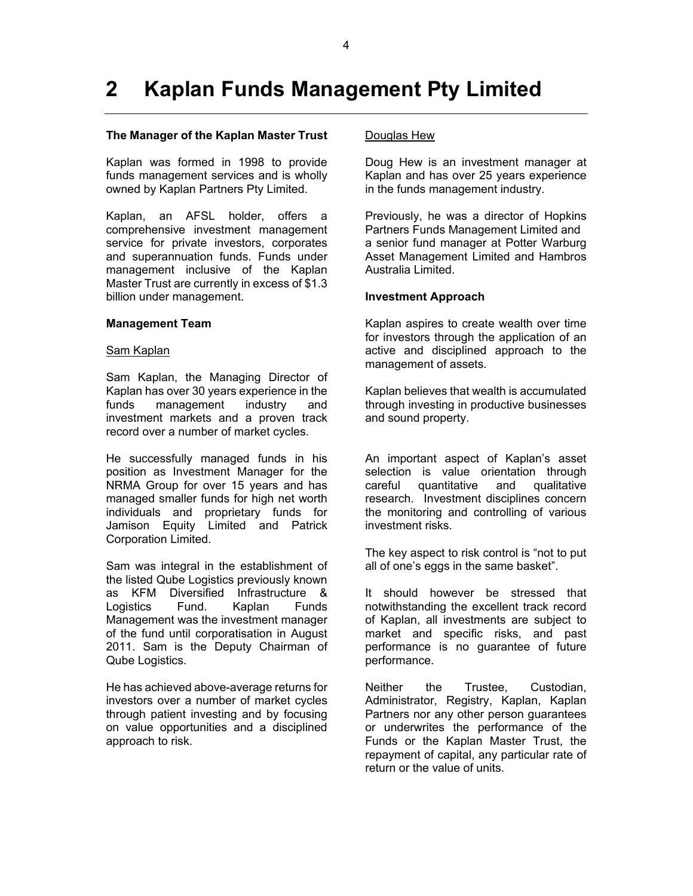# 2 Kaplan Funds Management Pty Limited

**The Manager of the Kaplan Master Trust**

Kaplan was formed in 1998 to provide funds management services and is wholly owned by Kaplan Partners Pty Limited.

Kaplan, an AFSL holder, offers a comprehensive investment management service for private investors, corporates and superannuation funds. Funds under management inclusive of the Kaplan Master Trust are currently in excess of $1.3 billion under management.

**Management Team**

Sam Kaplan

Sam Kaplan, the Managing Director of Kaplan has over 30 years experience in the funds management industry and investment markets and a proven track record over a number of market cycles.

He successfully managed funds in his position as Investment Manager for the NRMA Group for over 15 years and has managed smaller funds for high net worth individuals and proprietary funds for Jamison Equity Limited and Patrick Corporation Limited.

Sam was integral in the establishment of the listed Qube Logistics previously known as KFM Diversified Infrastructure & Logistics Fund. Kaplan Funds Management was the investment manager of the fund until corporatisation in August 2011. Sam is the Deputy Chairman of Qube Logistics.

He has achieved above-average returns for investors over a number of market cycles through patient investing and by focusing on value opportunities and a disciplined approach to risk.

Douglas Hew

Doug Hew is an investment manager at Kaplan and has over 25 years experience in the funds management industry.

Previously, he was a director of Hopkins Partners Funds Management Limited and a senior fund manager at Potter Warburg Asset Management Limited and Hambros Australia Limited.

**Investment Approach**

Kaplan aspires to create wealth over time for investors through the application of an active and disciplined approach to the management of assets.

Kaplan believes that wealth is accumulated through investing in productive businesses and sound property.

An important aspect of Kaplan's asset selection is value orientation through careful quantitative and qualitative research. Investment disciplines concern the monitoring and controlling of various investment risks.

The key aspect to risk control is "not to put all of one's eggs in the same basket".

It should however be stressed that notwithstanding the excellent track record of Kaplan, all investments are subject to market and specific risks, and past performance is no guarantee of future performance.

Neither the Trustee, Custodian, Administrator, Registry, Kaplan, Kaplan Partners nor any other person guarantees or underwrites the performance of the Funds or the Kaplan Master Trust, the repayment of capital, any particular rate of return or the value of units.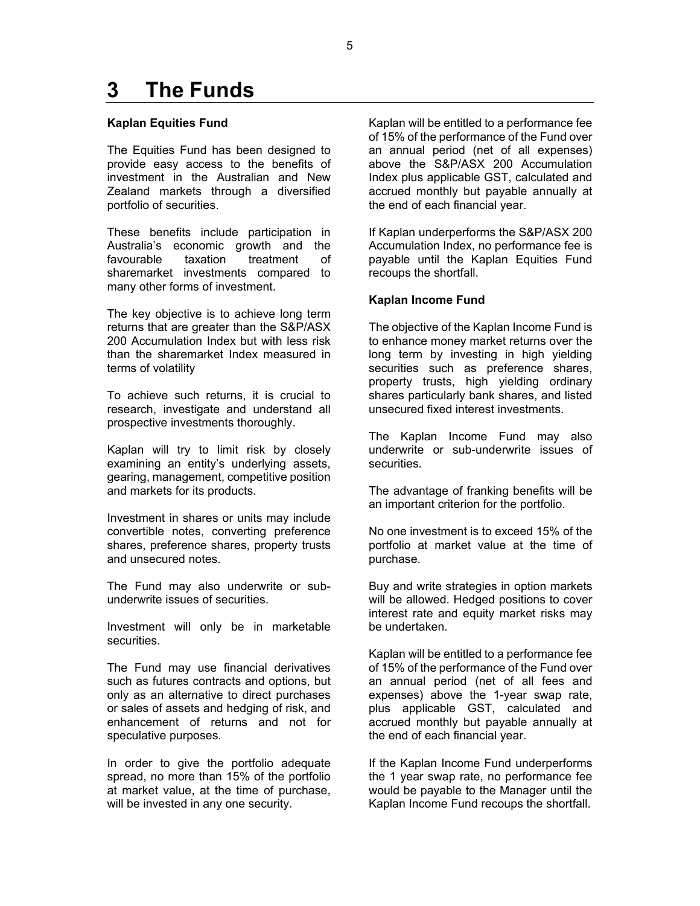# 3 The Funds

**Kaplan Equities Fund**

The Equities Fund has been designed to provide easy access to the benefits of investment in the Australian and New Zealand markets through a diversified portfolio of securities.

These benefits include participation in Australia's economic growth and the favourable taxation treatment of sharemarket investments compared to many other forms of investment.

The key objective is to achieve long term returns that are greater than the S&P/ASX 200 Accumulation Index but with less risk than the sharemarket Index measured in terms of volatility

To achieve such returns, it is crucial to research, investigate and understand all prospective investments thoroughly.

Kaplan will try to limit risk by closely examining an entity's underlying assets, gearing, management, competitive position and markets for its products.

Investment in shares or units may include convertible notes, converting preference shares, preference shares, property trusts and unsecured notes.

The Fund may also underwrite or sub-underwrite issues of securities.

Investment will only be in marketable securities.

The Fund may use financial derivatives such as futures contracts and options, but only as an alternative to direct purchases or sales of assets and hedging of risk, and enhancement of returns and not for speculative purposes.

In order to give the portfolio adequate spread, no more than 15% of the portfolio at market value, at the time of purchase, will be invested in any one security.

Kaplan will be entitled to a performance fee of 15% of the performance of the Fund over an annual period (net of all expenses) above the S&P/ASX 200 Accumulation Index plus applicable GST, calculated and accrued monthly but payable annually at the end of each financial year.

If Kaplan underperforms the S&P/ASX 200 Accumulation Index, no performance fee is payable until the Kaplan Equities Fund recoups the shortfall.

**Kaplan Income Fund**

The objective of the Kaplan Income Fund is to enhance money market returns over the long term by investing in high yielding securities such as preference shares, property trusts, high yielding ordinary shares particularly bank shares, and listed unsecured fixed interest investments.

The Kaplan Income Fund may also underwrite or sub-underwrite issues of securities.

The advantage of franking benefits will be an important criterion for the portfolio.

No one investment is to exceed 15% of the portfolio at market value at the time of purchase.

Buy and write strategies in option markets will be allowed. Hedged positions to cover interest rate and equity market risks may be undertaken.

Kaplan will be entitled to a performance fee of 15% of the performance of the Fund over an annual period (net of all fees and expenses) above the 1-year swap rate, plus applicable GST, calculated and accrued monthly but payable annually at the end of each financial year.

If the Kaplan Income Fund underperforms the 1 year swap rate, no performance fee would be payable to the Manager until the Kaplan Income Fund recoups the shortfall.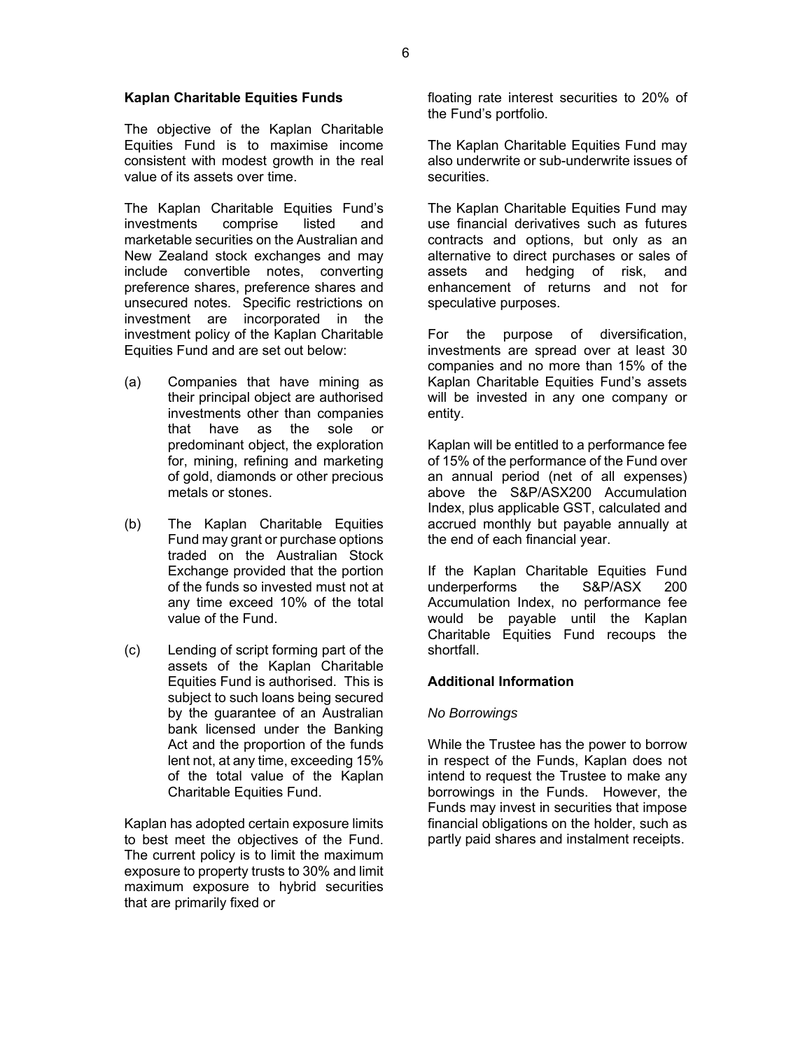### Kaplan Charitable Equities Funds

The objective of the Kaplan Charitable Equities Fund is to maximise income consistent with modest growth in the real value of its assets over time.

The Kaplan Charitable Equities Fund's investments comprise listed and marketable securities on the Australian and New Zealand stock exchanges and may include convertible notes, converting preference shares, preference shares and unsecured notes. Specific restrictions on investment are incorporated in the investment policy of the Kaplan Charitable Equities Fund and are set out below:

(a) Companies that have mining as their principal object are authorised investments other than companies that have as the sole or predominant object, the exploration for, mining, refining and marketing of gold, diamonds or other precious metals or stones.

(b) The Kaplan Charitable Equities Fund may grant or purchase options traded on the Australian Stock Exchange provided that the portion of the funds so invested must not at any time exceed 10% of the total value of the Fund.

(c) Lending of script forming part of the assets of the Kaplan Charitable Equities Fund is authorised. This is subject to such loans being secured by the guarantee of an Australian bank licensed under the Banking Act and the proportion of the funds lent not, at any time, exceeding 15% of the total value of the Kaplan Charitable Equities Fund.

Kaplan has adopted certain exposure limits to best meet the objectives of the Fund. The current policy is to limit the maximum exposure to property trusts to 30% and limit maximum exposure to hybrid securities that are primarily fixed or floating rate interest securities to 20% of the Fund's portfolio.

The Kaplan Charitable Equities Fund may also underwrite or sub-underwrite issues of securities.

The Kaplan Charitable Equities Fund may use financial derivatives such as futures contracts and options, but only as an alternative to direct purchases or sales of assets and hedging of risk, and enhancement of returns and not for speculative purposes.

For the purpose of diversification, investments are spread over at least 30 companies and no more than 15% of the Kaplan Charitable Equities Fund's assets will be invested in any one company or entity.

Kaplan will be entitled to a performance fee of 15% of the performance of the Fund over an annual period (net of all expenses) above the S&P/ASX200 Accumulation Index, plus applicable GST, calculated and accrued monthly but payable annually at the end of each financial year.

If the Kaplan Charitable Equities Fund underperforms the S&P/ASX 200 Accumulation Index, no performance fee would be payable until the Kaplan Charitable Equities Fund recoups the shortfall.

### Additional Information

*No Borrowings*

While the Trustee has the power to borrow in respect of the Funds, Kaplan does not intend to request the Trustee to make any borrowings in the Funds. However, the Funds may invest in securities that impose financial obligations on the holder, such as partly paid shares and instalment receipts.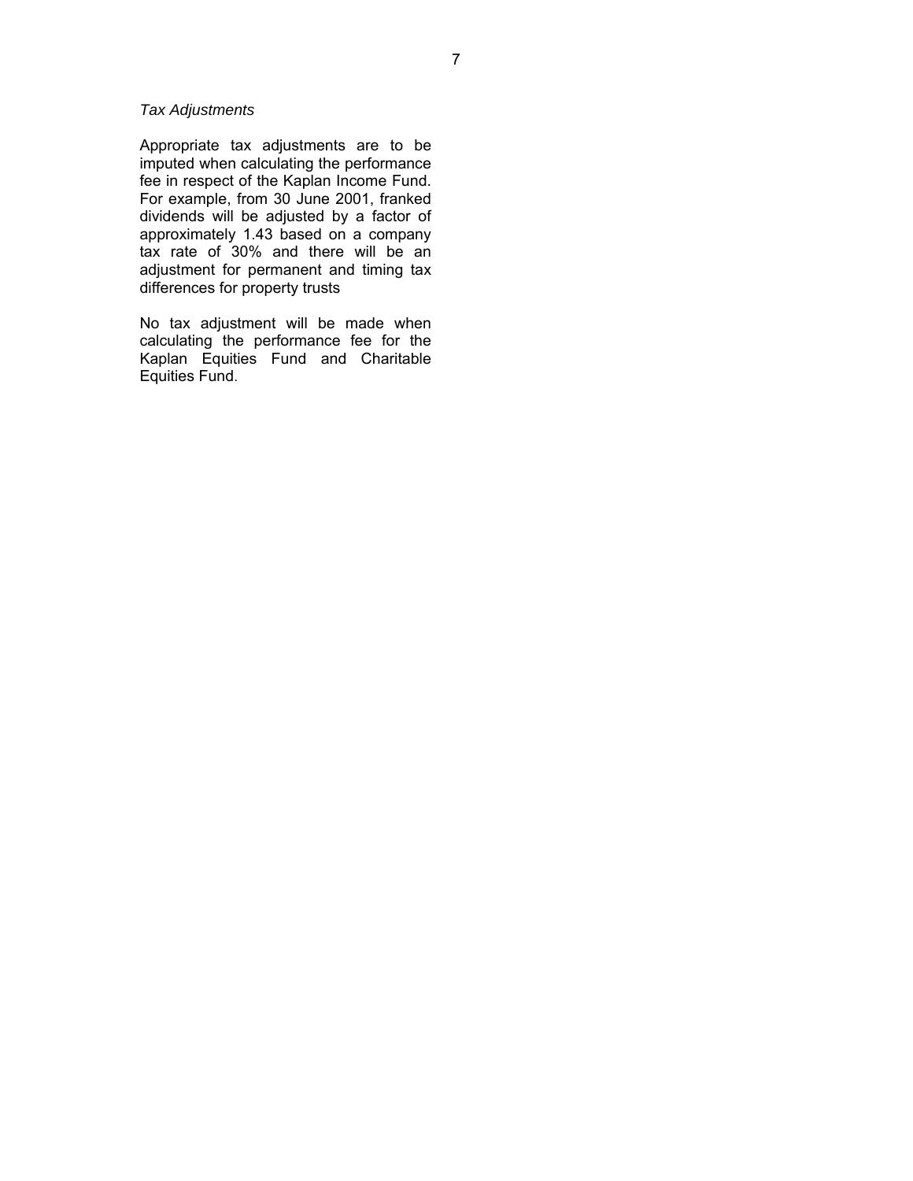*Tax Adjustments*

Appropriate tax adjustments are to be imputed when calculating the performance fee in respect of the Kaplan Income Fund. For example, from 30 June 2001, franked dividends will be adjusted by a factor of approximately 1.43 based on a company tax rate of 30% and there will be an adjustment for permanent and timing tax differences for property trusts

No tax adjustment will be made when calculating the performance fee for the Kaplan Equities Fund and Charitable Equities Fund.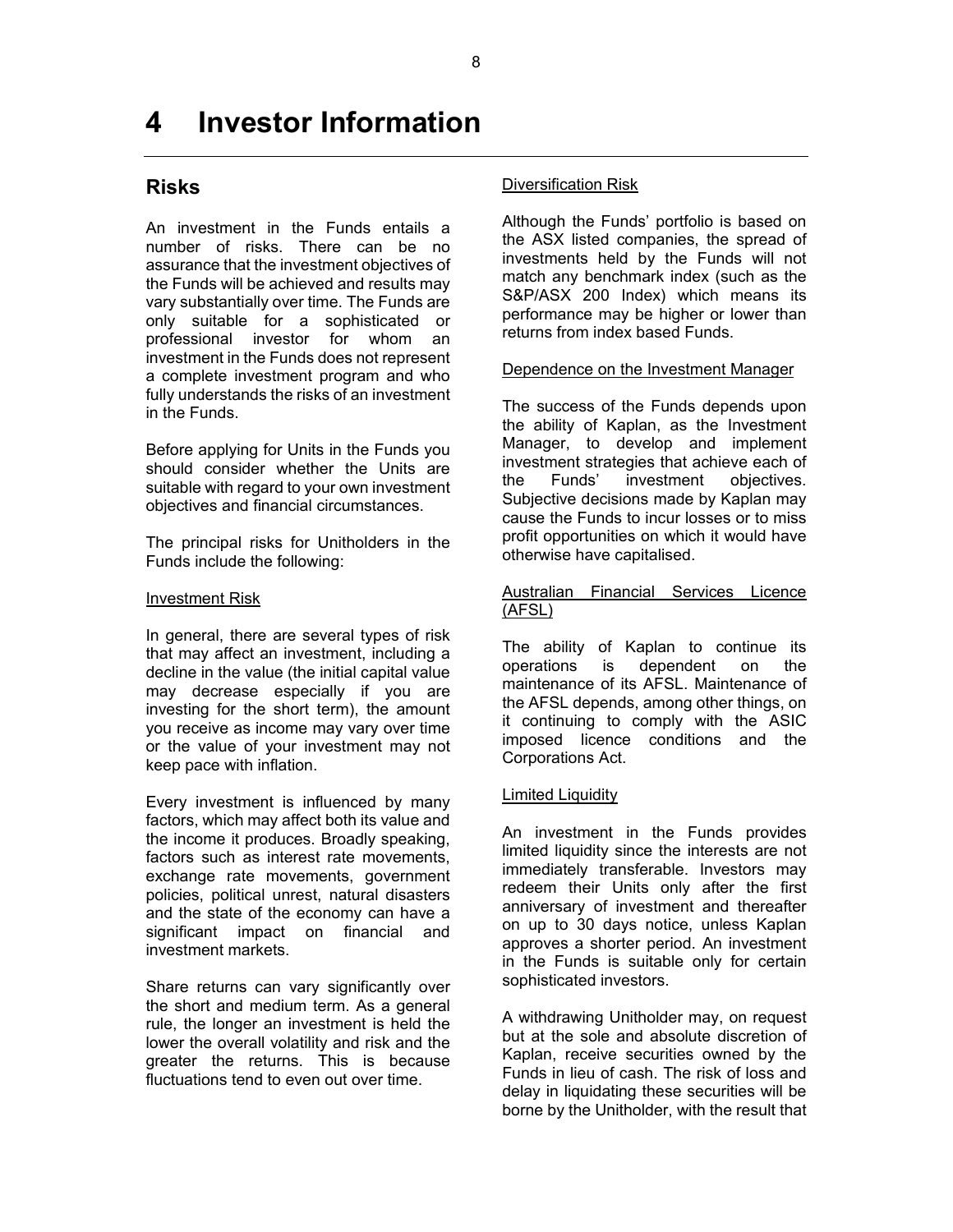# 4 Investor Information

## Risks

An investment in the Funds entails a number of risks. There can be no assurance that the investment objectives of the Funds will be achieved and results may vary substantially over time. The Funds are only suitable for a sophisticated or professional investor for whom an investment in the Funds does not represent a complete investment program and who fully understands the risks of an investment in the Funds.

Before applying for Units in the Funds you should consider whether the Units are suitable with regard to your own investment objectives and financial circumstances.

The principal risks for Unitholders in the Funds include the following:

Investment Risk

In general, there are several types of risk that may affect an investment, including a decline in the value (the initial capital value may decrease especially if you are investing for the short term), the amount you receive as income may vary over time or the value of your investment may not keep pace with inflation.

Every investment is influenced by many factors, which may affect both its value and the income it produces. Broadly speaking, factors such as interest rate movements, exchange rate movements, government policies, political unrest, natural disasters and the state of the economy can have a significant impact on financial and investment markets.

Share returns can vary significantly over the short and medium term. As a general rule, the longer an investment is held the lower the overall volatility and risk and the greater the returns. This is because fluctuations tend to even out over time.

Diversification Risk

Although the Funds' portfolio is based on the ASX listed companies, the spread of investments held by the Funds will not match any benchmark index (such as the S&P/ASX 200 Index) which means its performance may be higher or lower than returns from index based Funds.

Dependence on the Investment Manager

The success of the Funds depends upon the ability of Kaplan, as the Investment Manager, to develop and implement investment strategies that achieve each of the Funds' investment objectives. Subjective decisions made by Kaplan may cause the Funds to incur losses or to miss profit opportunities on which it would have otherwise have capitalised.

Australian Financial Services Licence (AFSL)

The ability of Kaplan to continue its operations is dependent on the maintenance of its AFSL. Maintenance of the AFSL depends, among other things, on it continuing to comply with the ASIC imposed licence conditions and the Corporations Act.

Limited Liquidity

An investment in the Funds provides limited liquidity since the interests are not immediately transferable. Investors may redeem their Units only after the first anniversary of investment and thereafter on up to 30 days notice, unless Kaplan approves a shorter period. An investment in the Funds is suitable only for certain sophisticated investors.

A withdrawing Unitholder may, on request but at the sole and absolute discretion of Kaplan, receive securities owned by the Funds in lieu of cash. The risk of loss and delay in liquidating these securities will be borne by the Unitholder, with the result that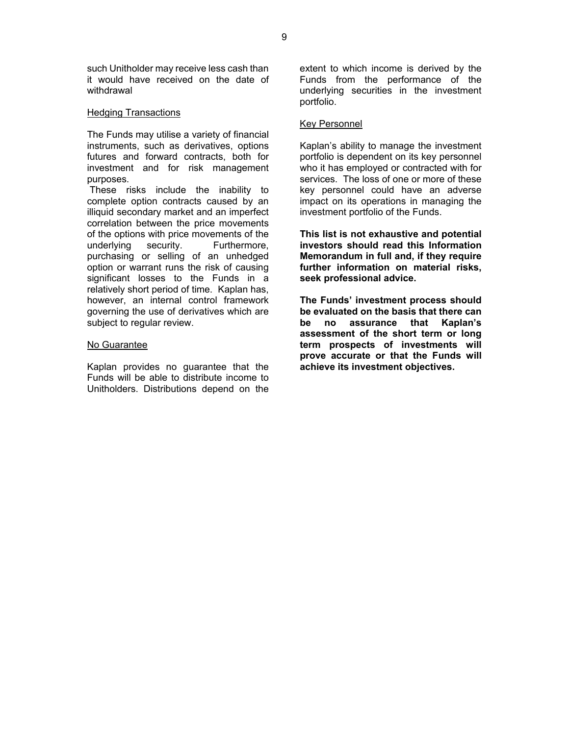such Unitholder may receive less cash than it would have received on the date of withdrawal

<u>Hedging Transactions</u>

The Funds may utilise a variety of financial instruments, such as derivatives, options futures and forward contracts, both for investment and for risk management purposes.

These risks include the inability to complete option contracts caused by an illiquid secondary market and an imperfect correlation between the price movements of the options with price movements of the underlying security. Furthermore, purchasing or selling of an unhedged option or warrant runs the risk of causing significant losses to the Funds in a relatively short period of time. Kaplan has, however, an internal control framework governing the use of derivatives which are subject to regular review.

<u>No Guarantee</u>

Kaplan provides no guarantee that the Funds will be able to distribute income to Unitholders. Distributions depend on the extent to which income is derived by the Funds from the performance of the underlying securities in the investment portfolio.

<u>Key Personnel</u>

Kaplan's ability to manage the investment portfolio is dependent on its key personnel who it has employed or contracted with for services. The loss of one or more of these key personnel could have an adverse impact on its operations in managing the investment portfolio of the Funds.

**This list is not exhaustive and potential investors should read this Information Memorandum in full and, if they require further information on material risks, seek professional advice.**

**The Funds' investment process should be evaluated on the basis that there can be no assurance that Kaplan's assessment of the short term or long term prospects of investments will prove accurate or that the Funds will achieve its investment objectives.**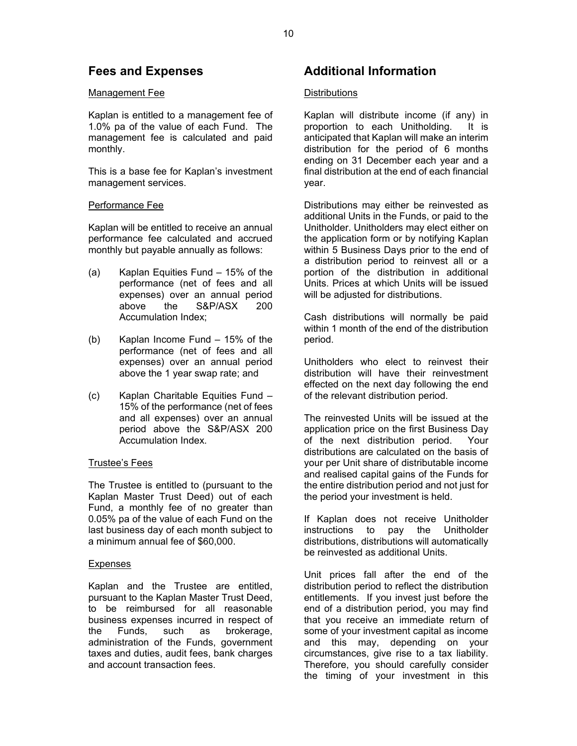## Fees and Expenses

### Management Fee

Kaplan is entitled to a management fee of 1.0% pa of the value of each Fund. The management fee is calculated and paid monthly.

This is a base fee for Kaplan's investment management services.

### Performance Fee

Kaplan will be entitled to receive an annual performance fee calculated and accrued monthly but payable annually as follows:

(a) Kaplan Equities Fund – 15% of the performance (net of fees and all expenses) over an annual period above the S&P/ASX 200 Accumulation Index;

(b) Kaplan Income Fund – 15% of the performance (net of fees and all expenses) over an annual period above the 1 year swap rate; and

(c) Kaplan Charitable Equities Fund – 15% of the performance (net of fees and all expenses) over an annual period above the S&P/ASX 200 Accumulation Index.

### Trustee's Fees

The Trustee is entitled to (pursuant to the Kaplan Master Trust Deed) out of each Fund, a monthly fee of no greater than 0.05% pa of the value of each Fund on the last business day of each month subject to a minimum annual fee of $60,000.

### Expenses

Kaplan and the Trustee are entitled, pursuant to the Kaplan Master Trust Deed, to be reimbursed for all reasonable business expenses incurred in respect of the Funds, such as brokerage, administration of the Funds, government taxes and duties, audit fees, bank charges and account transaction fees.

## Additional Information

### Distributions

Kaplan will distribute income (if any) in proportion to each Unitholding. It is anticipated that Kaplan will make an interim distribution for the period of 6 months ending on 31 December each year and a final distribution at the end of each financial year.

Distributions may either be reinvested as additional Units in the Funds, or paid to the Unitholder. Unitholders may elect either on the application form or by notifying Kaplan within 5 Business Days prior to the end of a distribution period to reinvest all or a portion of the distribution in additional Units. Prices at which Units will be issued will be adjusted for distributions.

Cash distributions will normally be paid within 1 month of the end of the distribution period.

Unitholders who elect to reinvest their distribution will have their reinvestment effected on the next day following the end of the relevant distribution period.

The reinvested Units will be issued at the application price on the first Business Day of the next distribution period. Your distributions are calculated on the basis of your per Unit share of distributable income and realised capital gains of the Funds for the entire distribution period and not just for the period your investment is held.

If Kaplan does not receive Unitholder instructions to pay the Unitholder distributions, distributions will automatically be reinvested as additional Units.

Unit prices fall after the end of the distribution period to reflect the distribution entitlements. If you invest just before the end of a distribution period, you may find that you receive an immediate return of some of your investment capital as income and this may, depending on your circumstances, give rise to a tax liability. Therefore, you should carefully consider the timing of your investment in this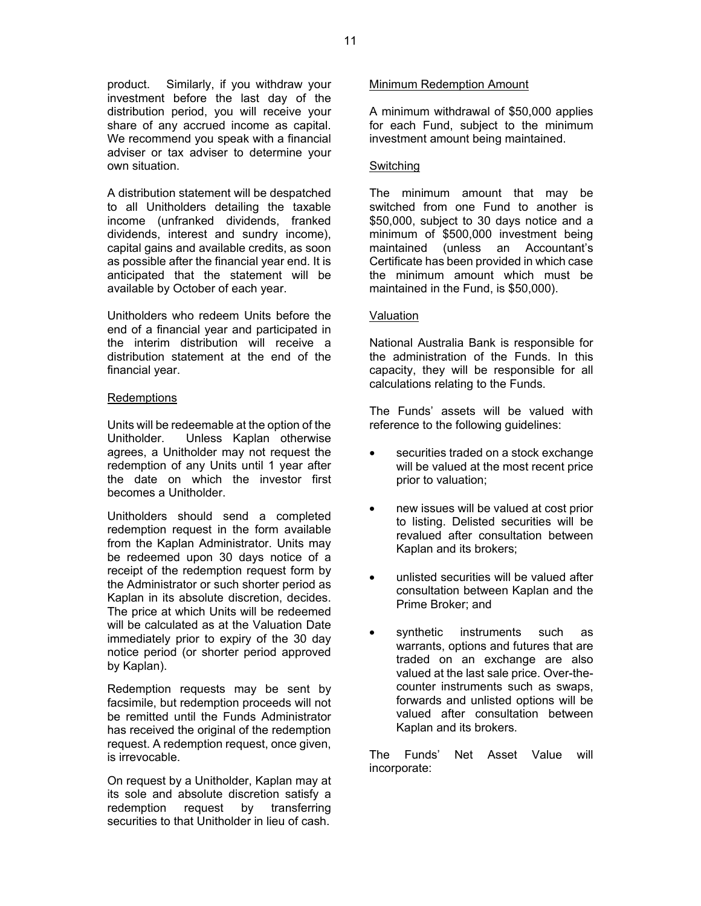product. Similarly, if you withdraw your investment before the last day of the distribution period, you will receive your share of any accrued income as capital. We recommend you speak with a financial adviser or tax adviser to determine your own situation.

A distribution statement will be despatched to all Unitholders detailing the taxable income (unfranked dividends, franked dividends, interest and sundry income), capital gains and available credits, as soon as possible after the financial year end. It is anticipated that the statement will be available by October of each year.

Unitholders who redeem Units before the end of a financial year and participated in the interim distribution will receive a distribution statement at the end of the financial year.

<u>Redemptions</u>

Units will be redeemable at the option of the Unitholder. Unless Kaplan otherwise agrees, a Unitholder may not request the redemption of any Units until 1 year after the date on which the investor first becomes a Unitholder.

Unitholders should send a completed redemption request in the form available from the Kaplan Administrator. Units may be redeemed upon 30 days notice of a receipt of the redemption request form by the Administrator or such shorter period as Kaplan in its absolute discretion, decides. The price at which Units will be redeemed will be calculated as at the Valuation Date immediately prior to expiry of the 30 day notice period (or shorter period approved by Kaplan).

Redemption requests may be sent by facsimile, but redemption proceeds will not be remitted until the Funds Administrator has received the original of the redemption request. A redemption request, once given, is irrevocable.

On request by a Unitholder, Kaplan may at its sole and absolute discretion satisfy a redemption request by transferring securities to that Unitholder in lieu of cash.

<u>Minimum Redemption Amount</u>

A minimum withdrawal of $50,000 applies for each Fund, subject to the minimum investment amount being maintained.

<u>Switching</u>

The minimum amount that may be switched from one Fund to another is $50,000, subject to 30 days notice and a minimum of $500,000 investment being maintained (unless an Accountant's Certificate has been provided in which case the minimum amount which must be maintained in the Fund, is $50,000).

<u>Valuation</u>

National Australia Bank is responsible for the administration of the Funds. In this capacity, they will be responsible for all calculations relating to the Funds.

The Funds' assets will be valued with reference to the following guidelines:

- securities traded on a stock exchange will be valued at the most recent price prior to valuation;
- new issues will be valued at cost prior to listing. Delisted securities will be revalued after consultation between Kaplan and its brokers;
- unlisted securities will be valued after consultation between Kaplan and the Prime Broker; and
- synthetic instruments such as warrants, options and futures that are traded on an exchange are also valued at the last sale price. Over-the-counter instruments such as swaps, forwards and unlisted options will be valued after consultation between Kaplan and its brokers.

The Funds' Net Asset Value will incorporate: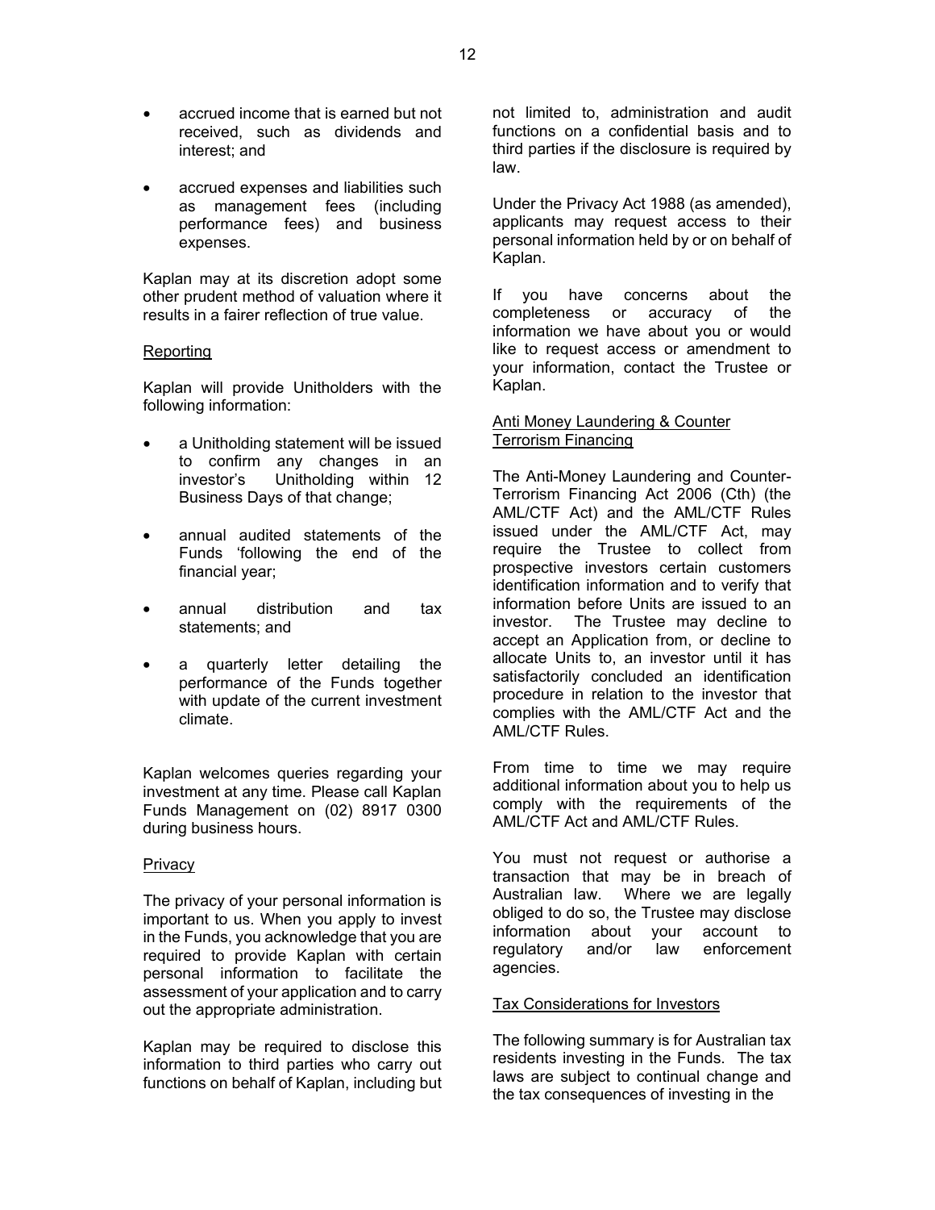- accrued income that is earned but not received, such as dividends and interest; and
- accrued expenses and liabilities such as management fees (including performance fees) and business expenses.

Kaplan may at its discretion adopt some other prudent method of valuation where it results in a fairer reflection of true value.

## Reporting

Kaplan will provide Unitholders with the following information:

- a Unitholding statement will be issued to confirm any changes in an investor's Unitholding within 12 Business Days of that change;
- annual audited statements of the Funds 'following the end of the financial year;
- annual distribution and tax statements; and
- a quarterly letter detailing the performance of the Funds together with update of the current investment climate.

Kaplan welcomes queries regarding your investment at any time. Please call Kaplan Funds Management on (02) 8917 0300 during business hours.

## Privacy

The privacy of your personal information is important to us. When you apply to invest in the Funds, you acknowledge that you are required to provide Kaplan with certain personal information to facilitate the assessment of your application and to carry out the appropriate administration.

Kaplan may be required to disclose this information to third parties who carry out functions on behalf of Kaplan, including but not limited to, administration and audit functions on a confidential basis and to third parties if the disclosure is required by law.

Under the Privacy Act 1988 (as amended), applicants may request access to their personal information held by or on behalf of Kaplan.

If you have concerns about the completeness or accuracy of the information we have about you or would like to request access or amendment to your information, contact the Trustee or Kaplan.

## Anti Money Laundering & Counter Terrorism Financing

The Anti-Money Laundering and Counter-Terrorism Financing Act 2006 (Cth) (the AML/CTF Act) and the AML/CTF Rules issued under the AML/CTF Act, may require the Trustee to collect from prospective investors certain customers identification information and to verify that information before Units are issued to an investor. The Trustee may decline to accept an Application from, or decline to allocate Units to, an investor until it has satisfactorily concluded an identification procedure in relation to the investor that complies with the AML/CTF Act and the AML/CTF Rules.

From time to time we may require additional information about you to help us comply with the requirements of the AML/CTF Act and AML/CTF Rules.

You must not request or authorise a transaction that may be in breach of Australian law. Where we are legally obliged to do so, the Trustee may disclose information about your account to regulatory and/or law enforcement agencies.

## Tax Considerations for Investors

The following summary is for Australian tax residents investing in the Funds. The tax laws are subject to continual change and the tax consequences of investing in the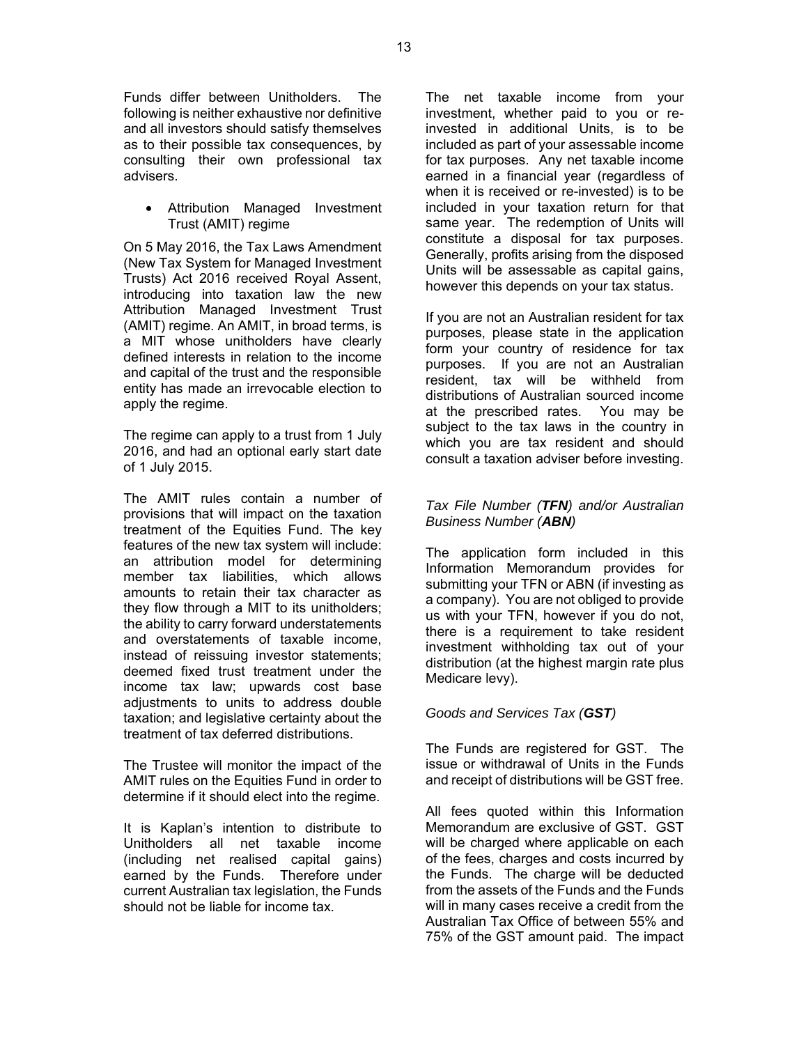Funds differ between Unitholders. The following is neither exhaustive nor definitive and all investors should satisfy themselves as to their possible tax consequences, by consulting their own professional tax advisers.

- Attribution Managed Investment Trust (AMIT) regime

On 5 May 2016, the Tax Laws Amendment (New Tax System for Managed Investment Trusts) Act 2016 received Royal Assent, introducing into taxation law the new Attribution Managed Investment Trust (AMIT) regime. An AMIT, in broad terms, is a MIT whose unitholders have clearly defined interests in relation to the income and capital of the trust and the responsible entity has made an irrevocable election to apply the regime.

The regime can apply to a trust from 1 July 2016, and had an optional early start date of 1 July 2015.

The AMIT rules contain a number of provisions that will impact on the taxation treatment of the Equities Fund. The key features of the new tax system will include: an attribution model for determining member tax liabilities, which allows amounts to retain their tax character as they flow through a MIT to its unitholders; the ability to carry forward understatements and overstatements of taxable income, instead of reissuing investor statements; deemed fixed trust treatment under the income tax law; upwards cost base adjustments to units to address double taxation; and legislative certainty about the treatment of tax deferred distributions.

The Trustee will monitor the impact of the AMIT rules on the Equities Fund in order to determine if it should elect into the regime.

It is Kaplan's intention to distribute to Unitholders all net taxable income (including net realised capital gains) earned by the Funds. Therefore under current Australian tax legislation, the Funds should not be liable for income tax.

The net taxable income from your investment, whether paid to you or re-invested in additional Units, is to be included as part of your assessable income for tax purposes. Any net taxable income earned in a financial year (regardless of when it is received or re-invested) is to be included in your taxation return for that same year. The redemption of Units will constitute a disposal for tax purposes. Generally, profits arising from the disposed Units will be assessable as capital gains, however this depends on your tax status.

If you are not an Australian resident for tax purposes, please state in the application form your country of residence for tax purposes. If you are not an Australian resident, tax will be withheld from distributions of Australian sourced income at the prescribed rates. You may be subject to the tax laws in the country in which you are tax resident and should consult a taxation adviser before investing.

*Tax File Number (**TFN**) and/or Australian Business Number (**ABN**)*

The application form included in this Information Memorandum provides for submitting your TFN or ABN (if investing as a company). You are not obliged to provide us with your TFN, however if you do not, there is a requirement to take resident investment withholding tax out of your distribution (at the highest margin rate plus Medicare levy).

*Goods and Services Tax (**GST**)*

The Funds are registered for GST. The issue or withdrawal of Units in the Funds and receipt of distributions will be GST free.

All fees quoted within this Information Memorandum are exclusive of GST. GST will be charged where applicable on each of the fees, charges and costs incurred by the Funds. The charge will be deducted from the assets of the Funds and the Funds will in many cases receive a credit from the Australian Tax Office of between 55% and 75% of the GST amount paid. The impact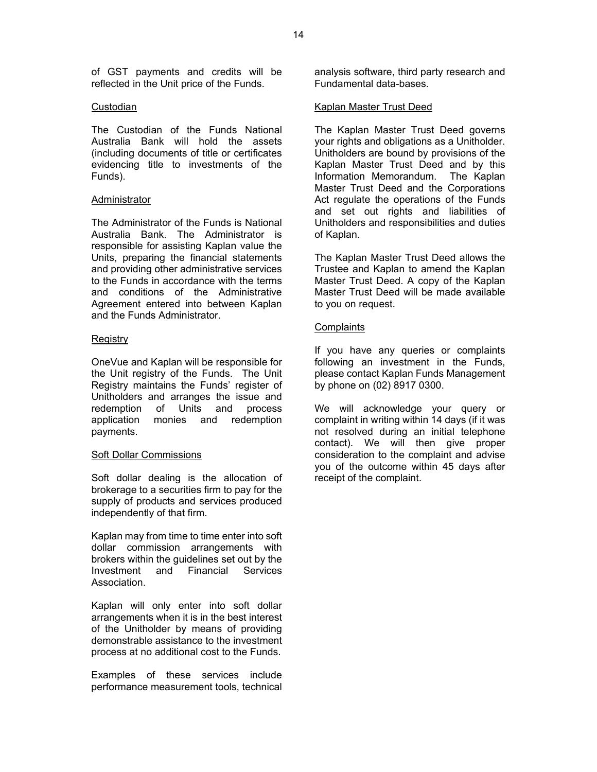of GST payments and credits will be reflected in the Unit price of the Funds.

## Custodian

The Custodian of the Funds National Australia Bank will hold the assets (including documents of title or certificates evidencing title to investments of the Funds).

## Administrator

The Administrator of the Funds is National Australia Bank. The Administrator is responsible for assisting Kaplan value the Units, preparing the financial statements and providing other administrative services to the Funds in accordance with the terms and conditions of the Administrative Agreement entered into between Kaplan and the Funds Administrator.

## Registry

OneVue and Kaplan will be responsible for the Unit registry of the Funds. The Unit Registry maintains the Funds' register of Unitholders and arranges the issue and redemption of Units and process application monies and redemption payments.

## Soft Dollar Commissions

Soft dollar dealing is the allocation of brokerage to a securities firm to pay for the supply of products and services produced independently of that firm.

Kaplan may from time to time enter into soft dollar commission arrangements with brokers within the guidelines set out by the Investment and Financial Services Association.

Kaplan will only enter into soft dollar arrangements when it is in the best interest of the Unitholder by means of providing demonstrable assistance to the investment process at no additional cost to the Funds.

Examples of these services include performance measurement tools, technical analysis software, third party research and Fundamental data-bases.

## Kaplan Master Trust Deed

The Kaplan Master Trust Deed governs your rights and obligations as a Unitholder. Unitholders are bound by provisions of the Kaplan Master Trust Deed and by this Information Memorandum. The Kaplan Master Trust Deed and the Corporations Act regulate the operations of the Funds and set out rights and liabilities of Unitholders and responsibilities and duties of Kaplan.

The Kaplan Master Trust Deed allows the Trustee and Kaplan to amend the Kaplan Master Trust Deed. A copy of the Kaplan Master Trust Deed will be made available to you on request.

## Complaints

If you have any queries or complaints following an investment in the Funds, please contact Kaplan Funds Management by phone on (02) 8917 0300.

We will acknowledge your query or complaint in writing within 14 days (if it was not resolved during an initial telephone contact). We will then give proper consideration to the complaint and advise you of the outcome within 45 days after receipt of the complaint.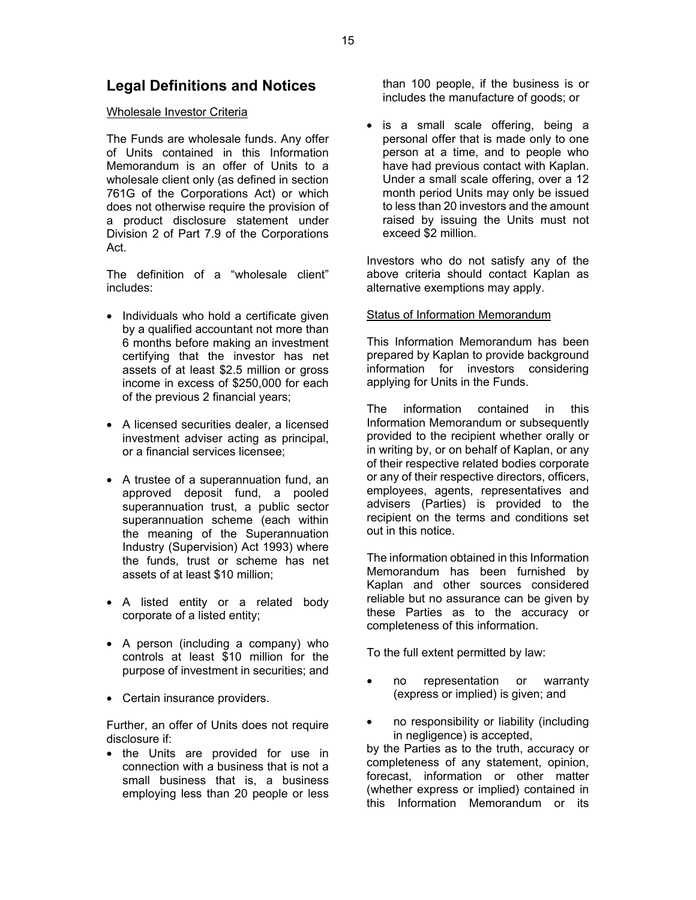## Legal Definitions and Notices

Wholesale Investor Criteria

The Funds are wholesale funds. Any offer of Units contained in this Information Memorandum is an offer of Units to a wholesale client only (as defined in section 761G of the Corporations Act) or which does not otherwise require the provision of a product disclosure statement under Division 2 of Part 7.9 of the Corporations Act.

The definition of a "wholesale client" includes:

- Individuals who hold a certificate given by a qualified accountant not more than 6 months before making an investment certifying that the investor has net assets of at least $2.5 million or gross income in excess of $250,000 for each of the previous 2 financial years;
- A licensed securities dealer, a licensed investment adviser acting as principal, or a financial services licensee;
- A trustee of a superannuation fund, an approved deposit fund, a pooled superannuation trust, a public sector superannuation scheme (each within the meaning of the Superannuation Industry (Supervision) Act 1993) where the funds, trust or scheme has net assets of at least $10 million;
- A listed entity or a related body corporate of a listed entity;
- A person (including a company) who controls at least $10 million for the purpose of investment in securities; and
- Certain insurance providers.

Further, an offer of Units does not require disclosure if:

- the Units are provided for use in connection with a business that is not a small business that is, a business employing less than 20 people or less than 100 people, if the business is or includes the manufacture of goods; or
- is a small scale offering, being a personal offer that is made only to one person at a time, and to people who have had previous contact with Kaplan. Under a small scale offering, over a 12 month period Units may only be issued to less than 20 investors and the amount raised by issuing the Units must not exceed $2 million.

Investors who do not satisfy any of the above criteria should contact Kaplan as alternative exemptions may apply.

Status of Information Memorandum

This Information Memorandum has been prepared by Kaplan to provide background information for investors considering applying for Units in the Funds.

The information contained in this Information Memorandum or subsequently provided to the recipient whether orally or in writing by, or on behalf of Kaplan, or any of their respective related bodies corporate or any of their respective directors, officers, employees, agents, representatives and advisers (Parties) is provided to the recipient on the terms and conditions set out in this notice.

The information obtained in this Information Memorandum has been furnished by Kaplan and other sources considered reliable but no assurance can be given by these Parties as to the accuracy or completeness of this information.

To the full extent permitted by law:

- no representation or warranty (express or implied) is given; and
- no responsibility or liability (including in negligence) is accepted,

by the Parties as to the truth, accuracy or completeness of any statement, opinion, forecast, information or other matter (whether express or implied) contained in this Information Memorandum or its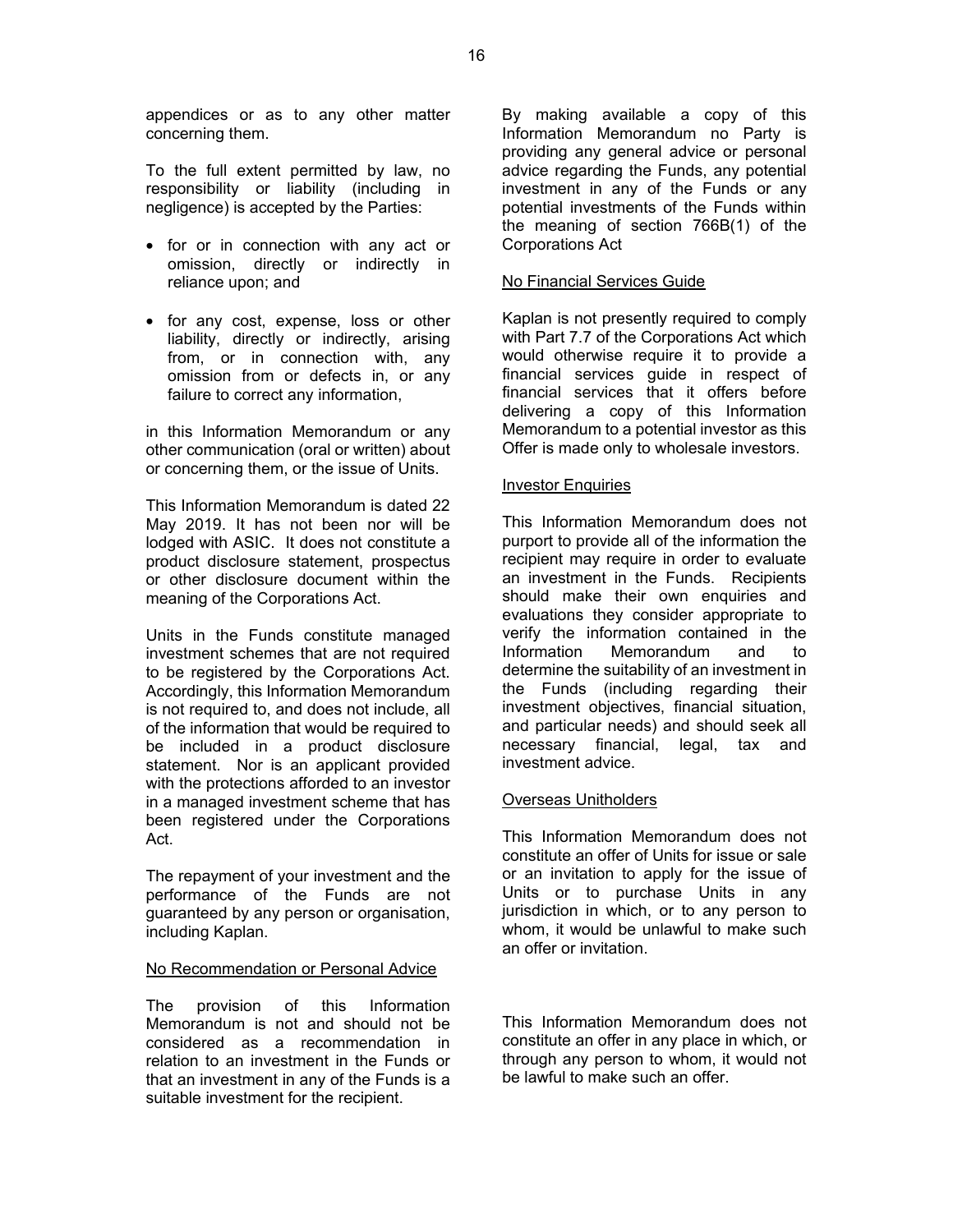appendices or as to any other matter concerning them.

To the full extent permitted by law, no responsibility or liability (including in negligence) is accepted by the Parties:

- for or in connection with any act or omission, directly or indirectly in reliance upon; and
- for any cost, expense, loss or other liability, directly or indirectly, arising from, or in connection with, any omission from or defects in, or any failure to correct any information,

in this Information Memorandum or any other communication (oral or written) about or concerning them, or the issue of Units.

This Information Memorandum is dated 22 May 2019. It has not been nor will be lodged with ASIC. It does not constitute a product disclosure statement, prospectus or other disclosure document within the meaning of the Corporations Act.

Units in the Funds constitute managed investment schemes that are not required to be registered by the Corporations Act. Accordingly, this Information Memorandum is not required to, and does not include, all of the information that would be required to be included in a product disclosure statement. Nor is an applicant provided with the protections afforded to an investor in a managed investment scheme that has been registered under the Corporations Act.

The repayment of your investment and the performance of the Funds are not guaranteed by any person or organisation, including Kaplan.

## No Recommendation or Personal Advice

The provision of this Information Memorandum is not and should not be considered as a recommendation in relation to an investment in the Funds or that an investment in any of the Funds is a suitable investment for the recipient.

By making available a copy of this Information Memorandum no Party is providing any general advice or personal advice regarding the Funds, any potential investment in any of the Funds or any potential investments of the Funds within the meaning of section 766B(1) of the Corporations Act

## No Financial Services Guide

Kaplan is not presently required to comply with Part 7.7 of the Corporations Act which would otherwise require it to provide a financial services guide in respect of financial services that it offers before delivering a copy of this Information Memorandum to a potential investor as this Offer is made only to wholesale investors.

## Investor Enquiries

This Information Memorandum does not purport to provide all of the information the recipient may require in order to evaluate an investment in the Funds. Recipients should make their own enquiries and evaluations they consider appropriate to verify the information contained in the Information Memorandum and to determine the suitability of an investment in the Funds (including regarding their investment objectives, financial situation, and particular needs) and should seek all necessary financial, legal, tax and investment advice.

## Overseas Unitholders

This Information Memorandum does not constitute an offer of Units for issue or sale or an invitation to apply for the issue of Units or to purchase Units in any jurisdiction in which, or to any person to whom, it would be unlawful to make such an offer or invitation.

This Information Memorandum does not constitute an offer in any place in which, or through any person to whom, it would not be lawful to make such an offer.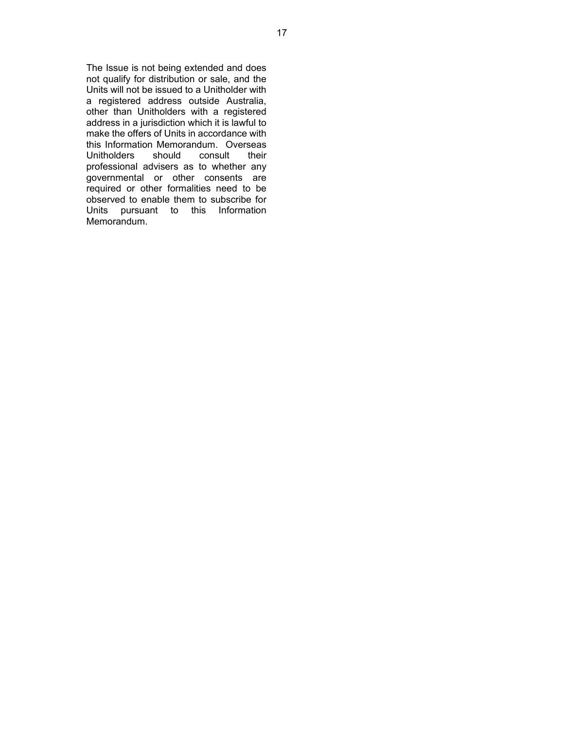The Issue is not being extended and does not qualify for distribution or sale, and the Units will not be issued to a Unitholder with a registered address outside Australia, other than Unitholders with a registered address in a jurisdiction which it is lawful to make the offers of Units in accordance with this Information Memorandum. Overseas Unitholders should consult their professional advisers as to whether any governmental or other consents are required or other formalities need to be observed to enable them to subscribe for Units pursuant to this Information Memorandum.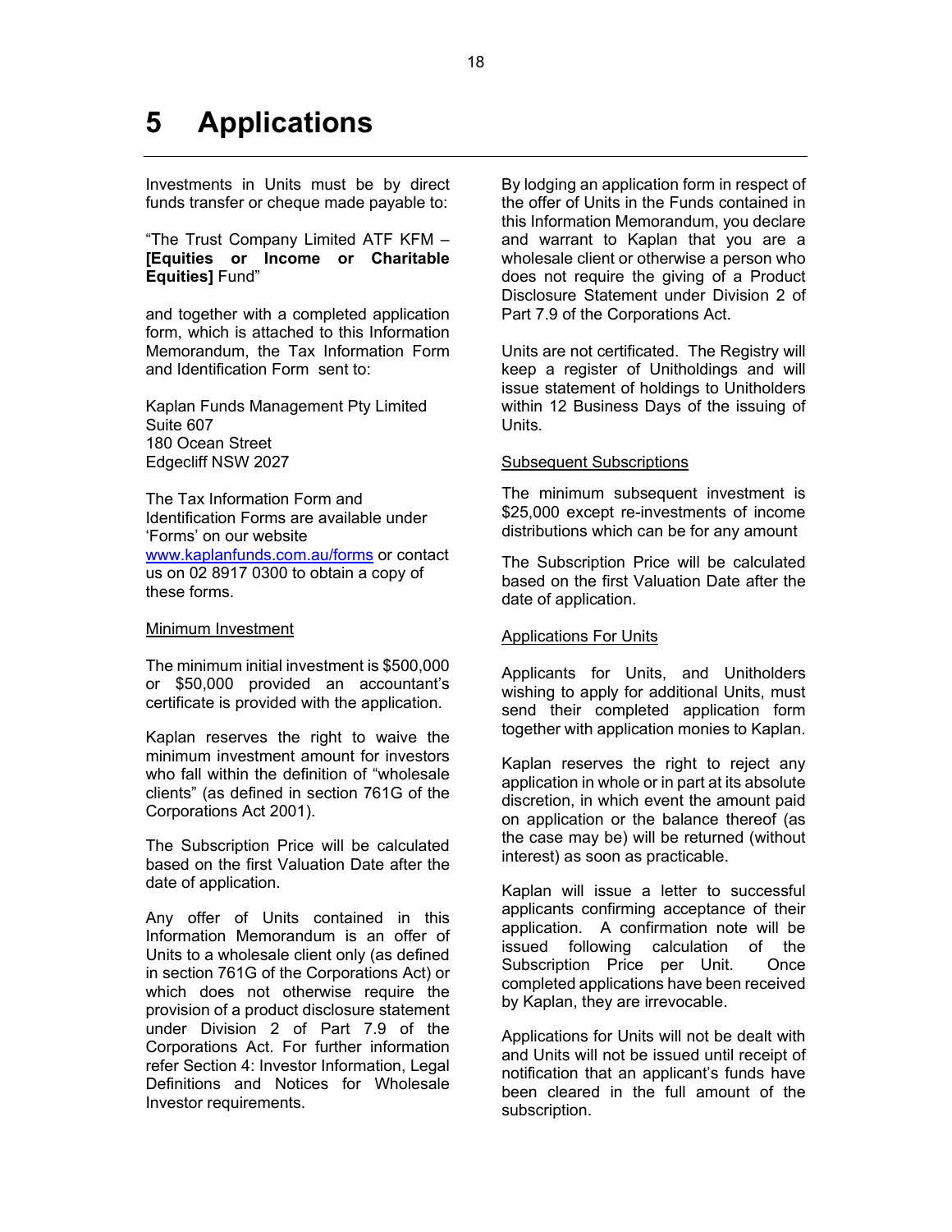# 5 Applications

Investments in Units must be by direct funds transfer or cheque made payable to:

"The Trust Company Limited ATF KFM – **[Equities or Income or Charitable Equities]** Fund"

and together with a completed application form, which is attached to this Information Memorandum, the Tax Information Form and Identification Form sent to:

Kaplan Funds Management Pty Limited
Suite 607
180 Ocean Street
Edgecliff NSW 2027

The Tax Information Form and Identification Forms are available under 'Forms' on our website www.kaplanfunds.com.au/forms or contact us on 02 8917 0300 to obtain a copy of these forms.

## Minimum Investment

The minimum initial investment is $500,000 or $50,000 provided an accountant's certificate is provided with the application.

Kaplan reserves the right to waive the minimum investment amount for investors who fall within the definition of "wholesale clients" (as defined in section 761G of the Corporations Act 2001).

The Subscription Price will be calculated based on the first Valuation Date after the date of application.

Any offer of Units contained in this Information Memorandum is an offer of Units to a wholesale client only (as defined in section 761G of the Corporations Act) or which does not otherwise require the provision of a product disclosure statement under Division 2 of Part 7.9 of the Corporations Act. For further information refer Section 4: Investor Information, Legal Definitions and Notices for Wholesale Investor requirements.

By lodging an application form in respect of the offer of Units in the Funds contained in this Information Memorandum, you declare and warrant to Kaplan that you are a wholesale client or otherwise a person who does not require the giving of a Product Disclosure Statement under Division 2 of Part 7.9 of the Corporations Act.

Units are not certificated. The Registry will keep a register of Unitholdings and will issue statement of holdings to Unitholders within 12 Business Days of the issuing of Units.

## Subsequent Subscriptions

The minimum subsequent investment is $25,000 except re-investments of income distributions which can be for any amount

The Subscription Price will be calculated based on the first Valuation Date after the date of application.

## Applications For Units

Applicants for Units, and Unitholders wishing to apply for additional Units, must send their completed application form together with application monies to Kaplan.

Kaplan reserves the right to reject any application in whole or in part at its absolute discretion, in which event the amount paid on application or the balance thereof (as the case may be) will be returned (without interest) as soon as practicable.

Kaplan will issue a letter to successful applicants confirming acceptance of their application. A confirmation note will be issued following calculation of the Subscription Price per Unit. Once completed applications have been received by Kaplan, they are irrevocable.

Applications for Units will not be dealt with and Units will not be issued until receipt of notification that an applicant's funds have been cleared in the full amount of the subscription.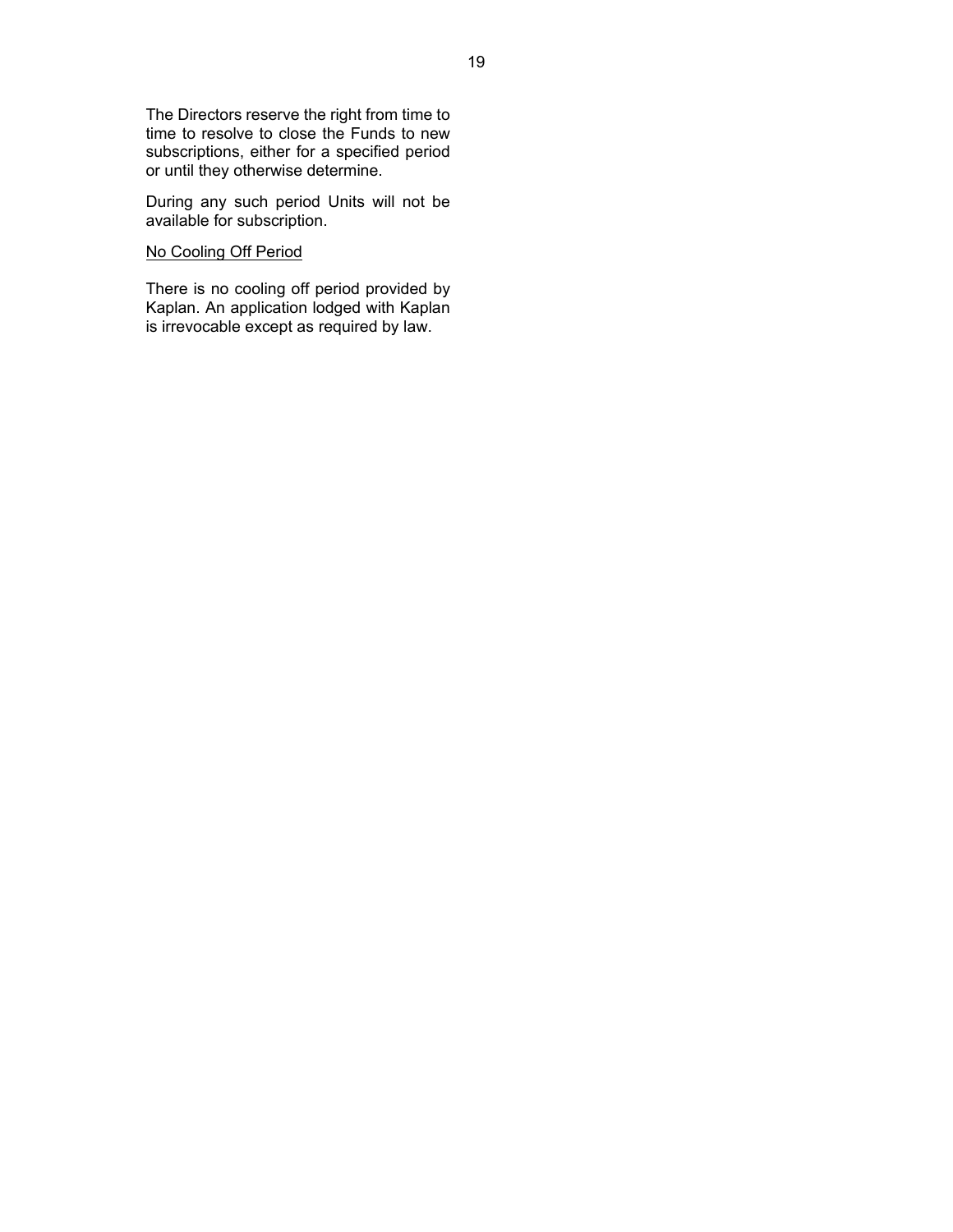The Directors reserve the right from time to time to resolve to close the Funds to new subscriptions, either for a specified period or until they otherwise determine.

During any such period Units will not be available for subscription.

<u>No Cooling Off Period</u>

There is no cooling off period provided by Kaplan. An application lodged with Kaplan is irrevocable except as required by law.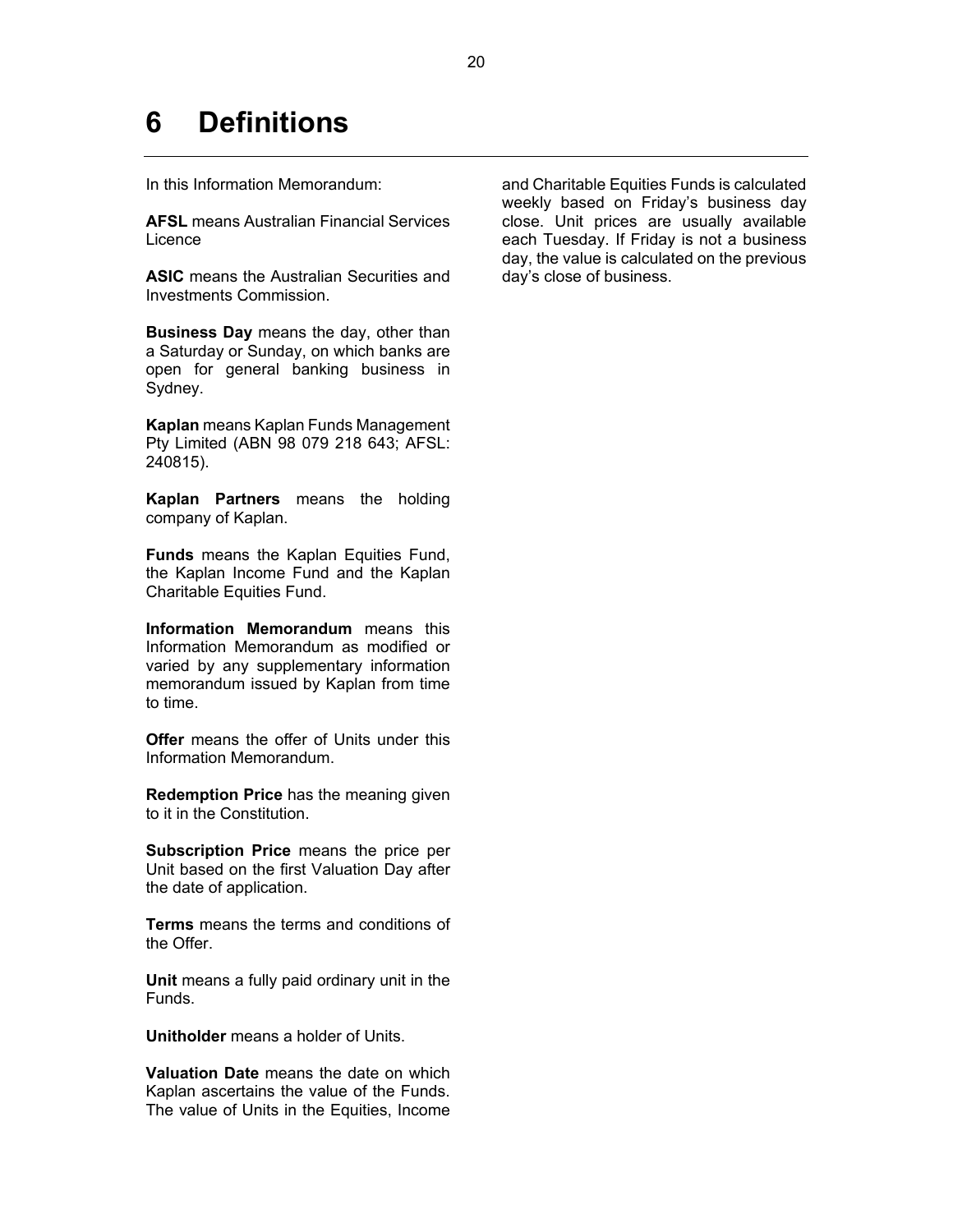# 6 Definitions

In this Information Memorandum:

**AFSL** means Australian Financial Services Licence

**ASIC** means the Australian Securities and Investments Commission.

**Business Day** means the day, other than a Saturday or Sunday, on which banks are open for general banking business in Sydney.

**Kaplan** means Kaplan Funds Management Pty Limited (ABN 98 079 218 643; AFSL: 240815).

**Kaplan Partners** means the holding company of Kaplan.

**Funds** means the Kaplan Equities Fund, the Kaplan Income Fund and the Kaplan Charitable Equities Fund.

**Information Memorandum** means this Information Memorandum as modified or varied by any supplementary information memorandum issued by Kaplan from time to time.

**Offer** means the offer of Units under this Information Memorandum.

**Redemption Price** has the meaning given to it in the Constitution.

**Subscription Price** means the price per Unit based on the first Valuation Day after the date of application.

**Terms** means the terms and conditions of the Offer.

**Unit** means a fully paid ordinary unit in the Funds.

**Unitholder** means a holder of Units.

**Valuation Date** means the date on which Kaplan ascertains the value of the Funds. The value of Units in the Equities, Income and Charitable Equities Funds is calculated weekly based on Friday's business day close. Unit prices are usually available each Tuesday. If Friday is not a business day, the value is calculated on the previous day's close of business.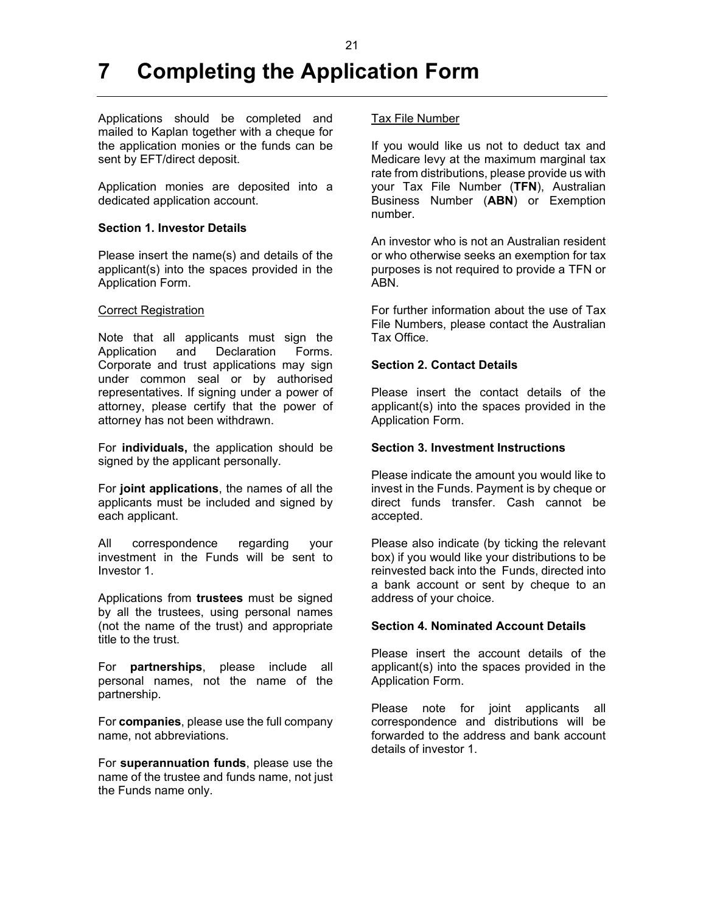# 7 Completing the Application Form

Applications should be completed and mailed to Kaplan together with a cheque for the application monies or the funds can be sent by EFT/direct deposit.

Application monies are deposited into a dedicated application account.

**Section 1. Investor Details**

Please insert the name(s) and details of the applicant(s) into the spaces provided in the Application Form.

Correct Registration

Note that all applicants must sign the Application and Declaration Forms. Corporate and trust applications may sign under common seal or by authorised representatives. If signing under a power of attorney, please certify that the power of attorney has not been withdrawn.

For **individuals,** the application should be signed by the applicant personally.

For **joint applications**, the names of all the applicants must be included and signed by each applicant.

All correspondence regarding your investment in the Funds will be sent to Investor 1.

Applications from **trustees** must be signed by all the trustees, using personal names (not the name of the trust) and appropriate title to the trust.

For **partnerships**, please include all personal names, not the name of the partnership.

For **companies**, please use the full company name, not abbreviations.

For **superannuation funds**, please use the name of the trustee and funds name, not just the Funds name only.

Tax File Number

If you would like us not to deduct tax and Medicare levy at the maximum marginal tax rate from distributions, please provide us with your Tax File Number (**TFN**), Australian Business Number (**ABN**) or Exemption number.

An investor who is not an Australian resident or who otherwise seeks an exemption for tax purposes is not required to provide a TFN or ABN.

For further information about the use of Tax File Numbers, please contact the Australian Tax Office.

**Section 2. Contact Details**

Please insert the contact details of the applicant(s) into the spaces provided in the Application Form.

**Section 3. Investment Instructions**

Please indicate the amount you would like to invest in the Funds. Payment is by cheque or direct funds transfer. Cash cannot be accepted.

Please also indicate (by ticking the relevant box) if you would like your distributions to be reinvested back into the Funds, directed into a bank account or sent by cheque to an address of your choice.

**Section 4. Nominated Account Details**

Please insert the account details of the applicant(s) into the spaces provided in the Application Form.

Please note for joint applicants all correspondence and distributions will be forwarded to the address and bank account details of investor 1.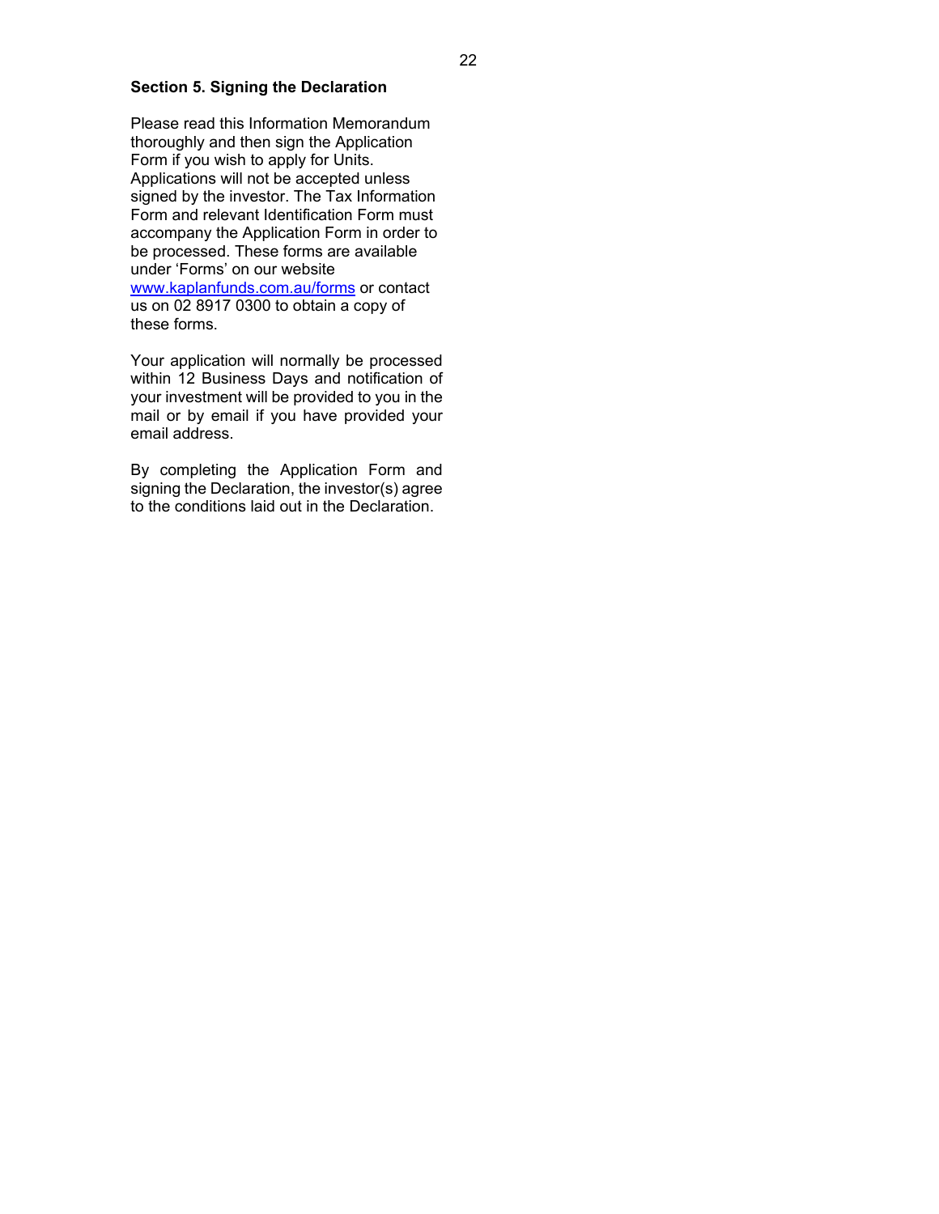## Section 5. Signing the Declaration

Please read this Information Memorandum thoroughly and then sign the Application Form if you wish to apply for Units. Applications will not be accepted unless signed by the investor. The Tax Information Form and relevant Identification Form must accompany the Application Form in order to be processed. These forms are available under 'Forms' on our website [www.kaplanfunds.com.au/forms](www.kaplanfunds.com.au/forms) or contact us on 02 8917 0300 to obtain a copy of these forms.

Your application will normally be processed within 12 Business Days and notification of your investment will be provided to you in the mail or by email if you have provided your email address.

By completing the Application Form and signing the Declaration, the investor(s) agree to the conditions laid out in the Declaration.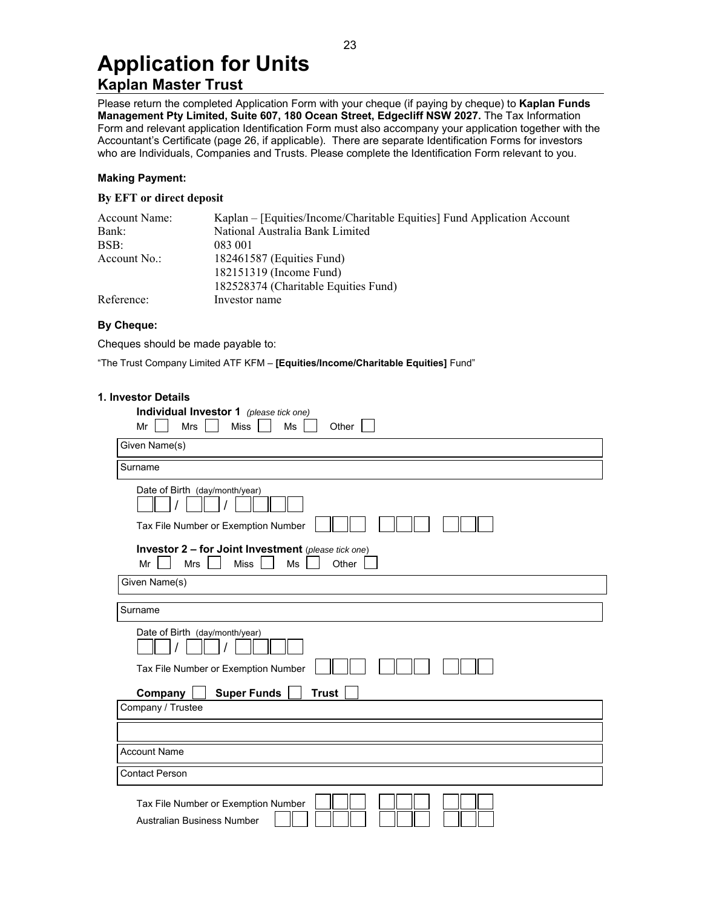# Application for Units

## Kaplan Master Trust

Please return the completed Application Form with your cheque (if paying by cheque) to **Kaplan Funds Management Pty Limited, Suite 607, 180 Ocean Street, Edgecliff NSW 2027.** The Tax Information Form and relevant application Identification Form must also accompany your application together with the Accountant's Certificate (page 26, if applicable). There are separate Identification Forms for investors who are Individuals, Companies and Trusts. Please complete the Identification Form relevant to you.

**Making Payment:**

**By EFT or direct deposit**

| | |
|---|---|
| Account Name: | Kaplan – [Equities/Income/Charitable Equities] Fund Application Account |
| Bank: | National Australia Bank Limited |
| BSB: | 083 001 |
| Account No.: | 182461587 (Equities Fund)<br>182151319 (Income Fund)<br>182528374 (Charitable Equities Fund) |
| Reference: | Investor name |

**By Cheque:**

Cheques should be made payable to:

"The Trust Company Limited ATF KFM – **[Equities/Income/Charitable Equities]** Fund"

**1. Investor Details**

**Individual Investor 1** *(please tick one)*

Mr ☐ Mrs ☐ Miss ☐ Ms ☐ Other ☐

Given Name(s)

Surname

Date of Birth (day/month/year) ☐☐ / ☐☐ / ☐☐☐☐

Tax File Number or Exemption Number ☐☐☐ ☐☐☐ ☐☐☐

**Investor 2 – for Joint Investment** (*please tick one*)

Mr ☐ Mrs ☐ Miss ☐ Ms ☐ Other ☐

Given Name(s)

Surname

Date of Birth (day/month/year) ☐☐ / ☐☐ / ☐☐☐☐

Tax File Number or Exemption Number ☐☐☐ ☐☐☐ ☐☐☐

**Company** ☐ **Super Funds** ☐ **Trust** ☐

Company / Trustee

Account Name

Contact Person

Tax File Number or Exemption Number ☐☐☐ ☐☐☐ ☐☐☐

Australian Business Number ☐☐ ☐☐☐ ☐☐☐ ☐☐☐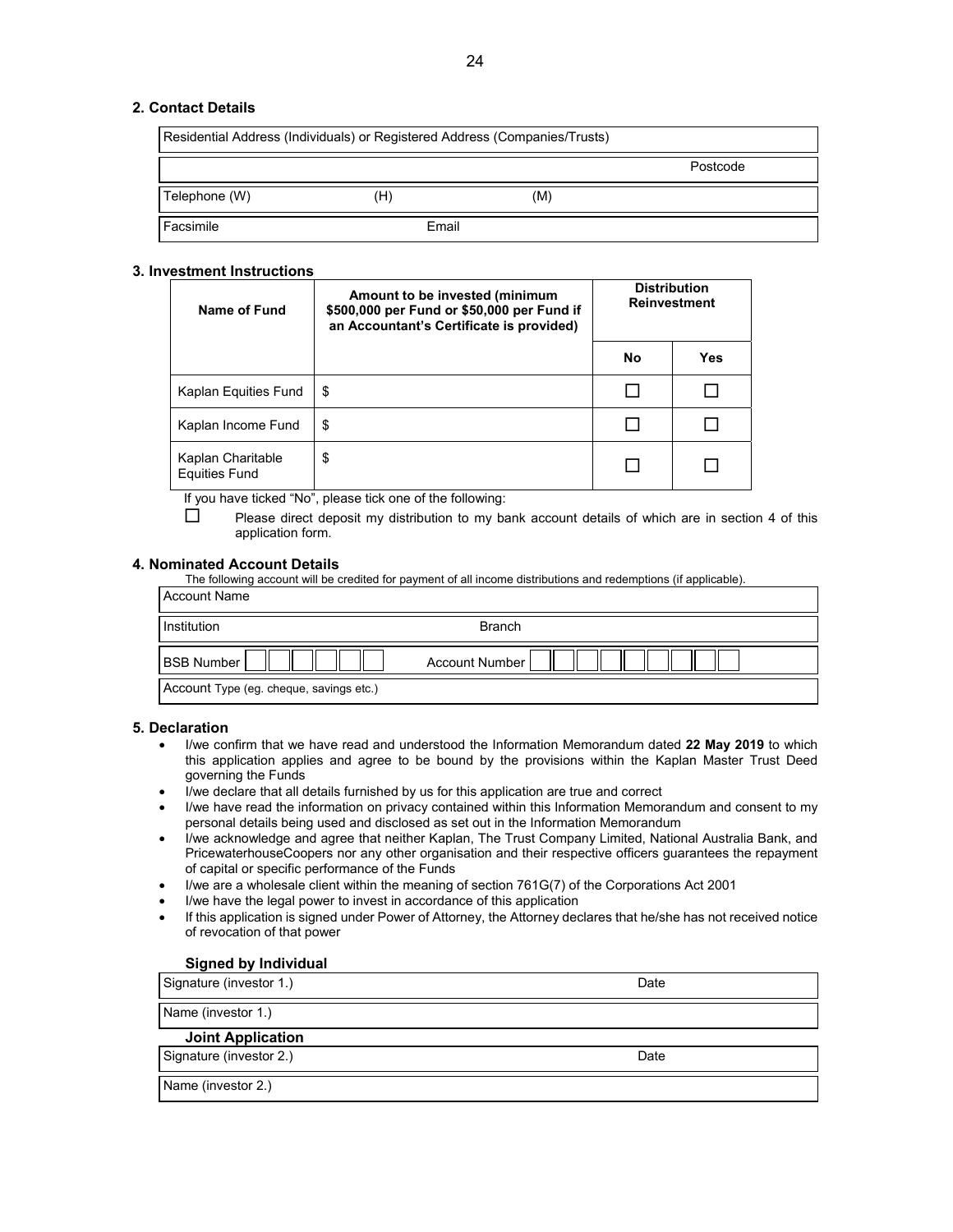## 2. Contact Details

| Residential Address (Individuals) or Registered Address (Companies/Trusts) | | |
|---|---|---|
| | | Postcode |
| Telephone (W) | (H) | (M) |
| Facsimile | Email | |

## 3. Investment Instructions

| Name of Fund | Amount to be invested (minimum $500,000 per Fund or $50,000 per Fund if an Accountant's Certificate is provided) | Distribution Reinvestment | |
|---|---|---|---|
| | | No | Yes |
| Kaplan Equities Fund | $ | ☐ | ☐ |
| Kaplan Income Fund | $ | ☐ | ☐ |
| Kaplan Charitable Equities Fund | $ | ☐ | ☐ |

If you have ticked "No", please tick one of the following:

☐ Please direct deposit my distribution to my bank account details of which are in section 4 of this application form.

## 4. Nominated Account Details

The following account will be credited for payment of all income distributions and redemptions (if applicable).

| Account Name | |
|---|---|
| Institution | Branch |
| BSB Number | Account Number |
| Account Type (eg. cheque, savings etc.) | |

## 5. Declaration

- I/we confirm that we have read and understood the Information Memorandum dated **22 May 2019** to which this application applies and agree to be bound by the provisions within the Kaplan Master Trust Deed governing the Funds
- I/we declare that all details furnished by us for this application are true and correct
- I/we have read the information on privacy contained within this Information Memorandum and consent to my personal details being used and disclosed as set out in the Information Memorandum
- I/we acknowledge and agree that neither Kaplan, The Trust Company Limited, National Australia Bank, and PricewaterhouseCoopers nor any other organisation and their respective officers guarantees the repayment of capital or specific performance of the Funds
- I/we are a wholesale client within the meaning of section 761G(7) of the Corporations Act 2001
- I/we have the legal power to invest in accordance of this application
- If this application is signed under Power of Attorney, the Attorney declares that he/she has not received notice of revocation of that power

### Signed by Individual

| Signature (investor 1.) | Date |
|---|---|
| Name (investor 1.) | |

### Joint Application

| Signature (investor 2.) | Date |
|---|---|
| Name (investor 2.) | |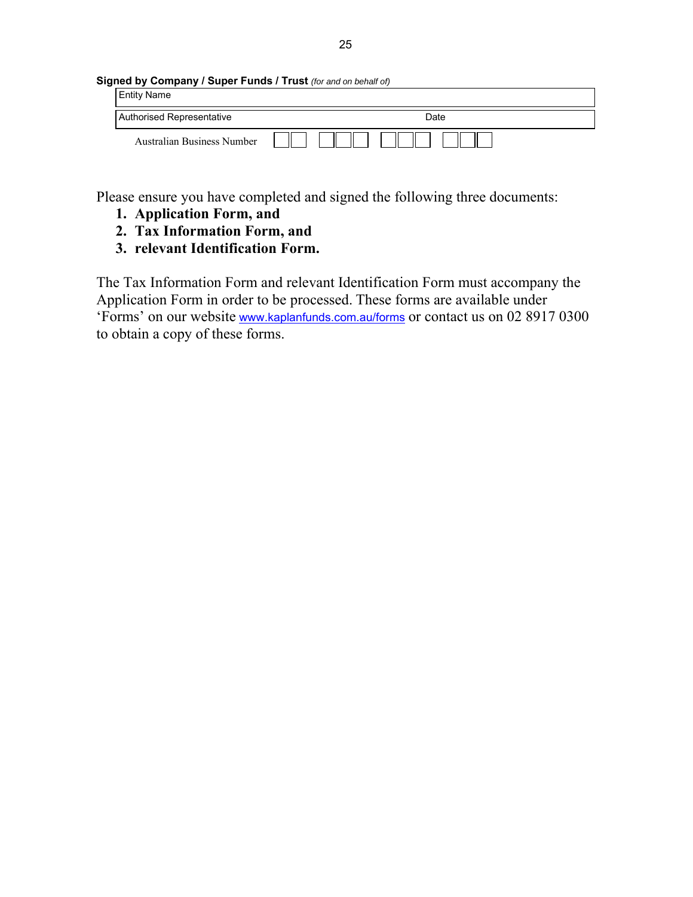**Signed by Company / Super Funds / Trust** *(for and on behalf of)*

| Entity Name | |
|---|---|
| Authorised Representative | Date |

Australian Business Number [ ][ ] [ ][ ][ ] [ ][ ][ ] [ ][ ][ ]

Please ensure you have completed and signed the following three documents:

1. **Application Form, and**
2. **Tax Information Form, and**
3. **relevant Identification Form.**

The Tax Information Form and relevant Identification Form must accompany the Application Form in order to be processed. These forms are available under 'Forms' on our website www.kaplanfunds.com.au/forms or contact us on 02 8917 0300 to obtain a copy of these forms.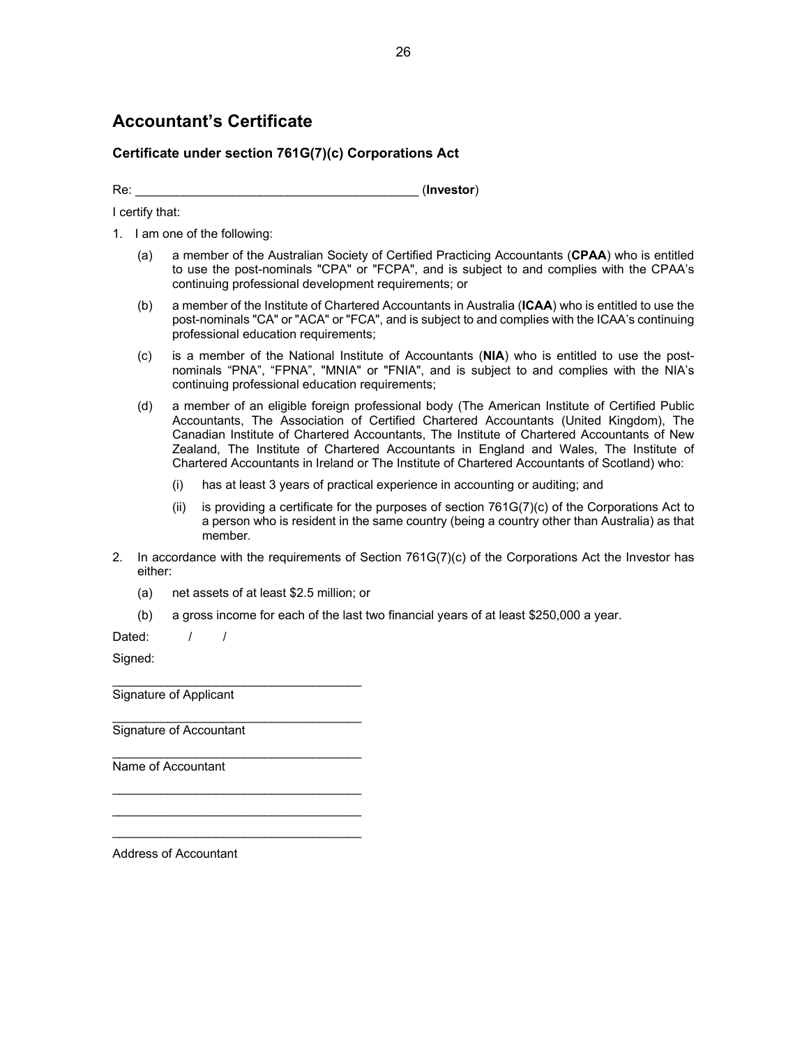## Accountant's Certificate

### Certificate under section 761G(7)(c) Corporations Act

Re: ________________________________________ (**Investor**)

I certify that:

1. I am one of the following:

   (a) a member of the Australian Society of Certified Practicing Accountants (**CPAA**) who is entitled to use the post-nominals "CPA" or "FCPA", and is subject to and complies with the CPAA's continuing professional development requirements; or

   (b) a member of the Institute of Chartered Accountants in Australia (**ICAA**) who is entitled to use the post-nominals "CA" or "ACA" or "FCA", and is subject to and complies with the ICAA's continuing professional education requirements;

   (c) is a member of the National Institute of Accountants (**NIA**) who is entitled to use the post-nominals "PNA", "FPNA", "MNIA" or "FNIA", and is subject to and complies with the NIA's continuing professional education requirements;

   (d) a member of an eligible foreign professional body (The American Institute of Certified Public Accountants, The Association of Certified Chartered Accountants (United Kingdom), The Canadian Institute of Chartered Accountants, The Institute of Chartered Accountants of New Zealand, The Institute of Chartered Accountants in England and Wales, The Institute of Chartered Accountants in Ireland or The Institute of Chartered Accountants of Scotland) who:

      (i) has at least 3 years of practical experience in accounting or auditing; and

      (ii) is providing a certificate for the purposes of section 761G(7)(c) of the Corporations Act to a person who is resident in the same country (being a country other than Australia) as that member.

2. In accordance with the requirements of Section 761G(7)(c) of the Corporations Act the Investor has either:

   (a) net assets of at least $2.5 million; or

   (b) a gross income for each of the last two financial years of at least $250,000 a year.

Dated: / /

Signed:

___________________________________
Signature of Applicant

___________________________________
Signature of Accountant

___________________________________
Name of Accountant

___________________________________

___________________________________

___________________________________
Address of Accountant